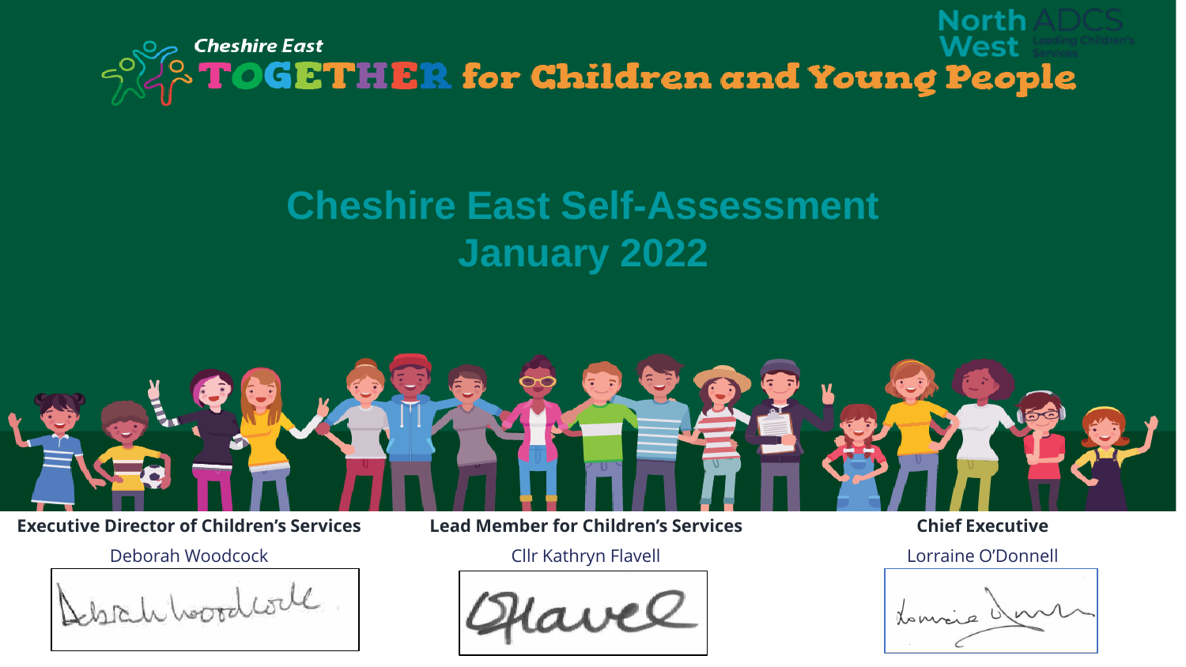Cheshire East

TOGETHER for Children and Young People

North West ADCS Leading Children's Services

# Cheshire East Self-Assessment January 2022

**Executive Director of Children's Services**

Deborah Woodcock

**Lead Member for Children's Services**

Cllr Kathryn Flavell

**Chief Executive**

Lorraine O'Donnell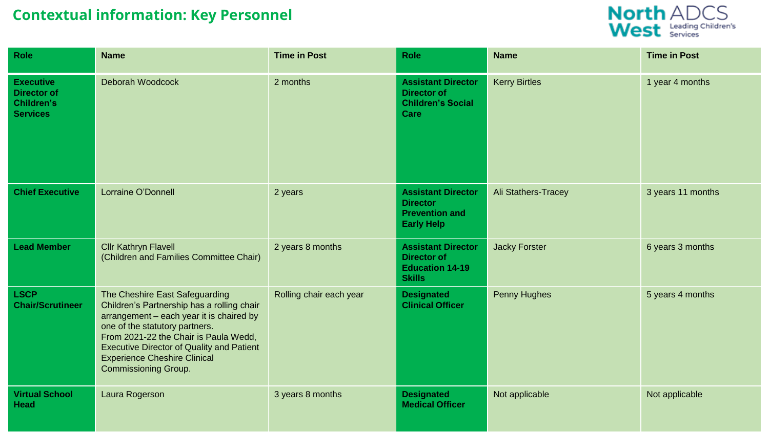## Contextual information: Key Personnel

| Role | Name | Time in Post | Role | Name | Time in Post |
|---|---|---|---|---|---|
| **Executive Director of Children's Services** | Deborah Woodcock | 2 months | **Assistant Director Director of Children's Social Care** | Kerry Birtles | 1 year 4 months |
| **Chief Executive** | Lorraine O'Donnell | 2 years | **Assistant Director Director Prevention and Early Help** | Ali Stathers-Tracey | 3 years 11 months |
| **Lead Member** | Cllr Kathryn Flavell (Children and Families Committee Chair) | 2 years 8 months | **Assistant Director Director of Education 14-19 Skills** | Jacky Forster | 6 years 3 months |
| **LSCP Chair/Scrutineer** | The Cheshire East Safeguarding Children's Partnership has a rolling chair arrangement – each year it is chaired by one of the statutory partners. From 2021-22 the Chair is Paula Wedd, Executive Director of Quality and Patient Experience Cheshire Clinical Commissioning Group. | Rolling chair each year | **Designated Clinical Officer** | Penny Hughes | 5 years 4 months |
| **Virtual School Head** | Laura Rogerson | 3 years 8 months | **Designated Medical Officer** | Not applicable | Not applicable |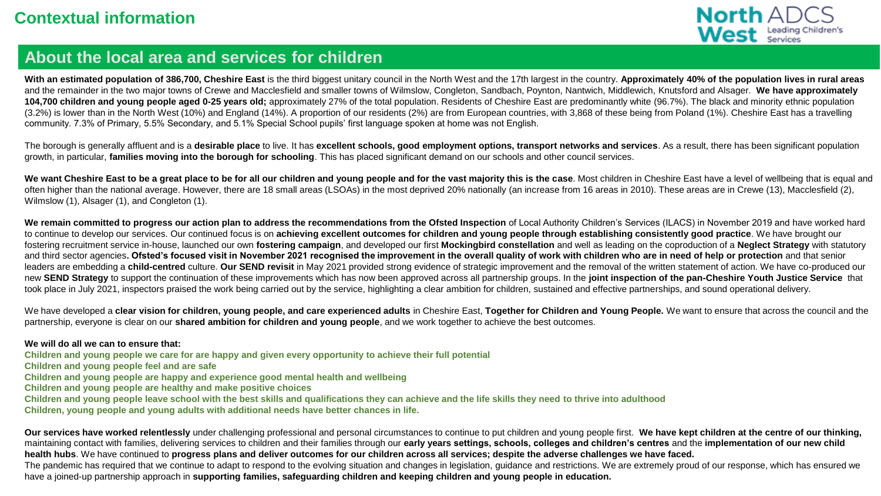# Contextual information

## About the local area and services for children

**With an estimated population of 386,700, Cheshire East** is the third biggest unitary council in the North West and the 17th largest in the country. **Approximately 40% of the population lives in rural areas** and the remainder in the two major towns of Crewe and Macclesfield and smaller towns of Wilmslow, Congleton, Sandbach, Poynton, Nantwich, Middlewich, Knutsford and Alsager. **We have approximately 104,700 children and young people aged 0-25 years old;** approximately 27% of the total population. Residents of Cheshire East are predominantly white (96.7%). The black and minority ethnic population (3.2%) is lower than in the North West (10%) and England (14%). A proportion of our residents (2%) are from European countries, with 3,868 of these being from Poland (1%). Cheshire East has a travelling community. 7.3% of Primary, 5.5% Secondary, and 5.1% Special School pupils' first language spoken at home was not English.

The borough is generally affluent and is a **desirable place** to live. It has **excellent schools, good employment options, transport networks and services**. As a result, there has been significant population growth, in particular, **families moving into the borough for schooling**. This has placed significant demand on our schools and other council services.

**We want Cheshire East to be a great place to be for all our children and young people and for the vast majority this is the case**. Most children in Cheshire East have a level of wellbeing that is equal and often higher than the national average. However, there are 18 small areas (LSOAs) in the most deprived 20% nationally (an increase from 16 areas in 2010). These areas are in Crewe (13), Macclesfield (2), Wilmslow (1), Alsager (1), and Congleton (1).

**We remain committed to progress our action plan to address the recommendations from the Ofsted Inspection** of Local Authority Children's Services (ILACS) in November 2019 and have worked hard to continue to develop our services. Our continued focus is on **achieving excellent outcomes for children and young people through establishing consistently good practice**. We have brought our fostering recruitment service in-house, launched our own **fostering campaign**, and developed our first **Mockingbird constellation** and well as leading on the coproduction of a **Neglect Strategy** with statutory and third sector agencies**. Ofsted's focused visit in November 2021 recognised the improvement in the overall quality of work with children who are in need of help or protection** and that senior leaders are embedding a **child-centred** culture. **Our SEND revisit** in May 2021 provided strong evidence of strategic improvement and the removal of the written statement of action. We have co-produced our new **SEND Strategy** to support the continuation of these improvements which has now been approved across all partnership groups. In the **joint inspection of the pan-Cheshire Youth Justice Service** that took place in July 2021, inspectors praised the work being carried out by the service, highlighting a clear ambition for children, sustained and effective partnerships, and sound operational delivery.

We have developed a **clear vision for children, young people, and care experienced adults** in Cheshire East, **Together for Children and Young People.** We want to ensure that across the council and the partnership, everyone is clear on our **shared ambition for children and young people**, and we work together to achieve the best outcomes.

**We will do all we can to ensure that:**

**Children and young people we care for are happy and given every opportunity to achieve their full potential**
**Children and young people feel and are safe**
**Children and young people are happy and experience good mental health and wellbeing**
**Children and young people are healthy and make positive choices**
**Children and young people leave school with the best skills and qualifications they can achieve and the life skills they need to thrive into adulthood**
**Children, young people and young adults with additional needs have better chances in life.**

**Our services have worked relentlessly** under challenging professional and personal circumstances to continue to put children and young people first. **We have kept children at the centre of our thinking,** maintaining contact with families, delivering services to children and their families through our **early years settings, schools, colleges and children's centres** and the **implementation of our new child health hubs**. We have continued to **progress plans and deliver outcomes for our children across all services; despite the adverse challenges we have faced.**
The pandemic has required that we continue to adapt to respond to the evolving situation and changes in legislation, guidance and restrictions. We are extremely proud of our response, which has ensured we have a joined-up partnership approach in **supporting families, safeguarding children and keeping children and young people in education.**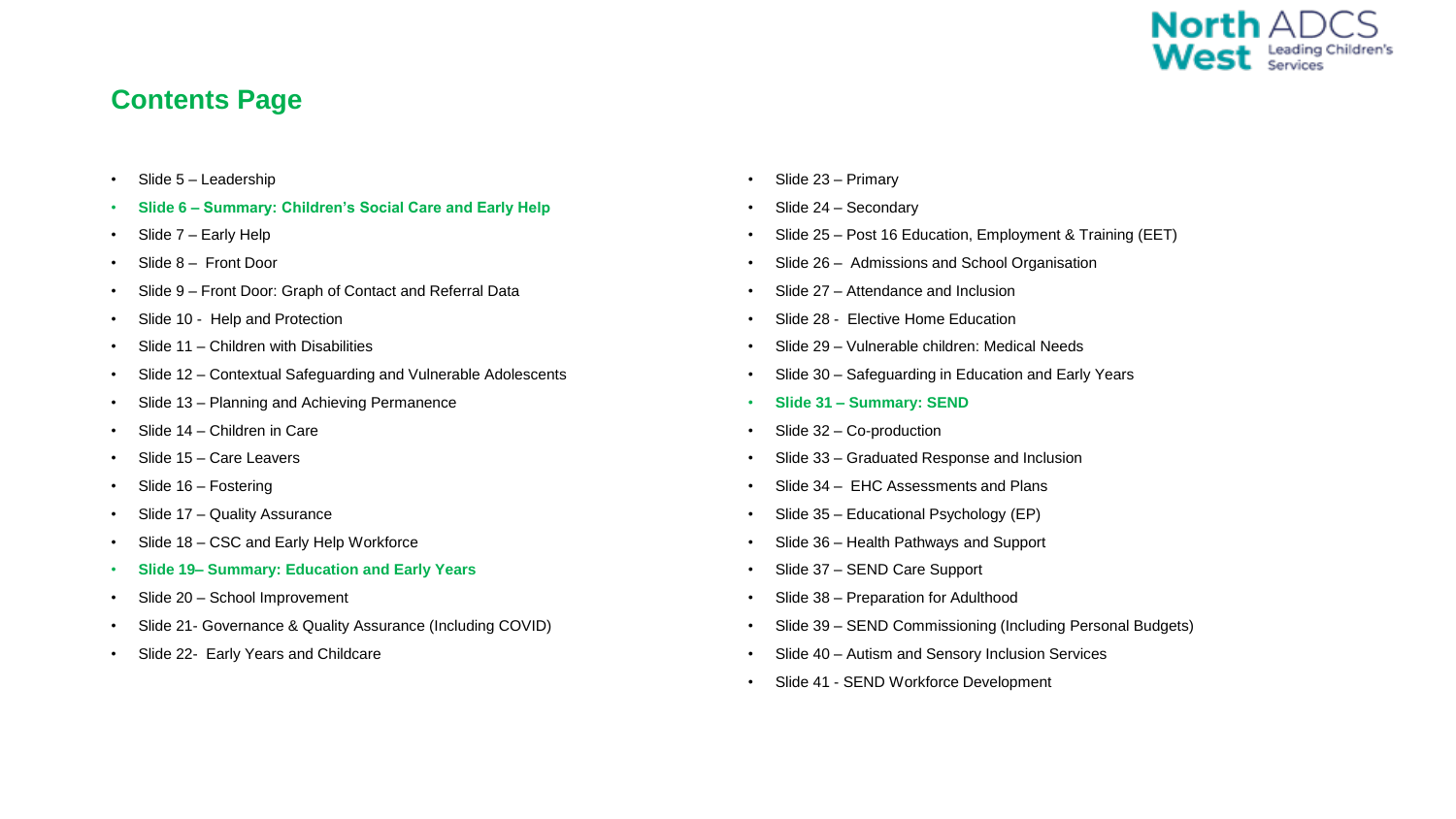## Contents Page

- Slide 5 – Leadership
- **Slide 6 – Summary: Children's Social Care and Early Help**
- Slide 7 – Early Help
- Slide 8 – Front Door
- Slide 9 – Front Door: Graph of Contact and Referral Data
- Slide 10 - Help and Protection
- Slide 11 – Children with Disabilities
- Slide 12 – Contextual Safeguarding and Vulnerable Adolescents
- Slide 13 – Planning and Achieving Permanence
- Slide 14 – Children in Care
- Slide 15 – Care Leavers
- Slide 16 – Fostering
- Slide 17 – Quality Assurance
- Slide 18 – CSC and Early Help Workforce
- **Slide 19– Summary: Education and Early Years**
- Slide 20 – School Improvement
- Slide 21- Governance & Quality Assurance (Including COVID)
- Slide 22- Early Years and Childcare
- Slide 23 – Primary
- Slide 24 – Secondary
- Slide 25 – Post 16 Education, Employment & Training (EET)
- Slide 26 – Admissions and School Organisation
- Slide 27 – Attendance and Inclusion
- Slide 28 - Elective Home Education
- Slide 29 – Vulnerable children: Medical Needs
- Slide 30 – Safeguarding in Education and Early Years
- **Slide 31 – Summary: SEND**
- Slide 32 – Co-production
- Slide 33 – Graduated Response and Inclusion
- Slide 34 – EHC Assessments and Plans
- Slide 35 – Educational Psychology (EP)
- Slide 36 – Health Pathways and Support
- Slide 37 – SEND Care Support
- Slide 38 – Preparation for Adulthood
- Slide 39 – SEND Commissioning (Including Personal Budgets)
- Slide 40 – Autism and Sensory Inclusion Services
- Slide 41 - SEND Workforce Development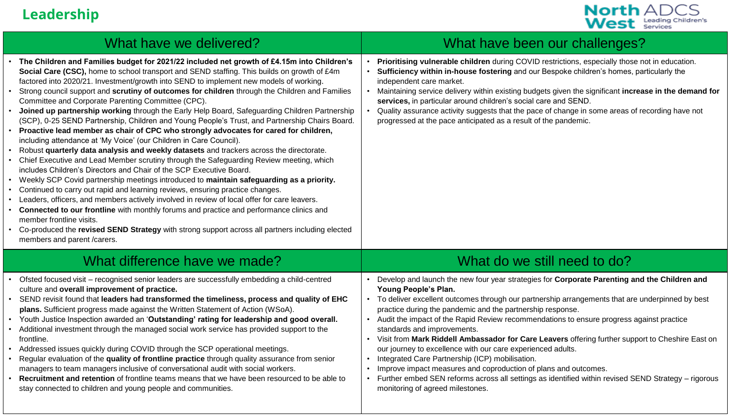# Leadership

## What have we delivered?

- **The Children and Families budget for 2021/22 included net growth of £4.15m into Children's Social Care (CSC),** home to school transport and SEND staffing. This builds on growth of £4m factored into 2020/21. Investment/growth into SEND to implement new models of working.
- Strong council support and **scrutiny of outcomes for children** through the Children and Families Committee and Corporate Parenting Committee (CPC).
- **Joined up partnership working** through the Early Help Board, Safeguarding Children Partnership (SCP), 0-25 SEND Partnership, Children and Young People's Trust, and Partnership Chairs Board.
- **Proactive lead member as chair of CPC who strongly advocates for cared for children,** including attendance at 'My Voice' (our Children in Care Council).
- Robust **quarterly data analysis and weekly datasets** and trackers across the directorate.
- Chief Executive and Lead Member scrutiny through the Safeguarding Review meeting, which includes Children's Directors and Chair of the SCP Executive Board.
- Weekly SCP Covid partnership meetings introduced to **maintain safeguarding as a priority.**
- Continued to carry out rapid and learning reviews, ensuring practice changes.
- Leaders, officers, and members actively involved in review of local offer for care leavers.
- **Connected to our frontline** with monthly forums and practice and performance clinics and member frontline visits.
- Co-produced the **revised SEND Strategy** with strong support across all partners including elected members and parent /carers.

## What have been our challenges?

- **Prioritising vulnerable children** during COVID restrictions, especially those not in education.
- **Sufficiency within in-house fostering** and our Bespoke children's homes, particularly the independent care market.
- Maintaining service delivery within existing budgets given the significant **increase in the demand for services,** in particular around children's social care and SEND.
- Quality assurance activity suggests that the pace of change in some areas of recording have not progressed at the pace anticipated as a result of the pandemic.

## What difference have we made?

- Ofsted focused visit – recognised senior leaders are successfully embedding a child-centred culture and **overall improvement of practice.**
- SEND revisit found that **leaders had transformed the timeliness, process and quality of EHC plans.** Sufficient progress made against the Written Statement of Action (WSoA).
- Youth Justice Inspection awarded an '**Outstanding' rating for leadership and good overall.**
- Additional investment through the managed social work service has provided support to the frontline.
- Addressed issues quickly during COVID through the SCP operational meetings.
- Regular evaluation of the **quality of frontline practice** through quality assurance from senior managers to team managers inclusive of conversational audit with social workers.
- **Recruitment and retention** of frontline teams means that we have been resourced to be able to stay connected to children and young people and communities.

## What do we still need to do?

- Develop and launch the new four year strategies for **Corporate Parenting and the Children and Young People's Plan.**
- To deliver excellent outcomes through our partnership arrangements that are underpinned by best practice during the pandemic and the partnership response.
- Audit the impact of the Rapid Review recommendations to ensure progress against practice standards and improvements.
- Visit from **Mark Riddell Ambassador for Care Leavers** offering further support to Cheshire East on our journey to excellence with our care experienced adults.
- Integrated Care Partnership (ICP) mobilisation.
- Improve impact measures and coproduction of plans and outcomes.
- Further embed SEN reforms across all settings as identified within revised SEND Strategy – rigorous monitoring of agreed milestones.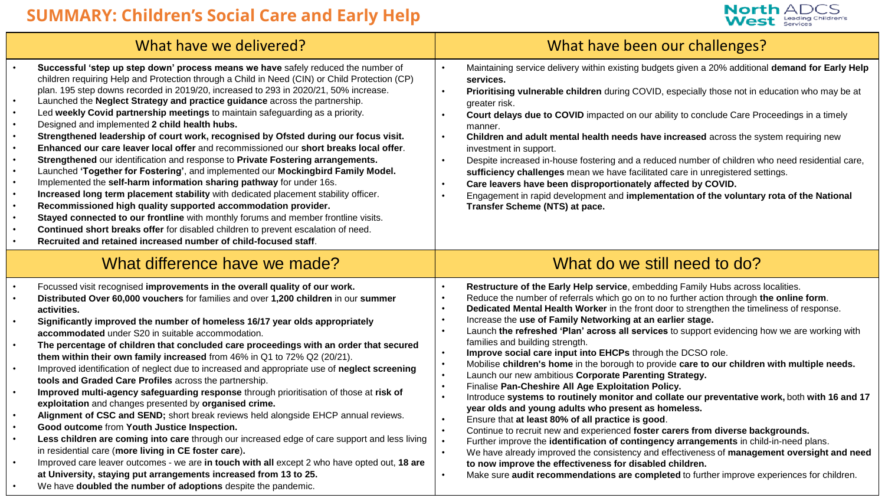# SUMMARY: Children's Social Care and Early Help

## What have we delivered?

- **Successful 'step up step down' process means we have** safely reduced the number of children requiring Help and Protection through a Child in Need (CIN) or Child Protection (CP) plan. 195 step downs recorded in 2019/20, increased to 293 in 2020/21, 50% increase.
- Launched the **Neglect Strategy and practice guidance** across the partnership.
- Led **weekly Covid partnership meetings** to maintain safeguarding as a priority.
- Designed and implemented **2 child health hubs.**
- **Strengthened leadership of court work, recognised by Ofsted during our focus visit.**
- **Enhanced our care leaver local offer** and recommissioned our **short breaks local offer**.
- **Strengthened** our identification and response to **Private Fostering arrangements.**
- Launched **'Together for Fostering'**, and implemented our **Mockingbird Family Model.**
- Implemented the **self-harm information sharing pathway** for under 16s.
- **Increased long term placement stability** with dedicated placement stability officer.
- **Recommissioned high quality supported accommodation provider.**
- **Stayed connected to our frontline** with monthly forums and member frontline visits.
- **Continued short breaks offer** for disabled children to prevent escalation of need.
- **Recruited and retained increased number of child-focused staff**.

## What have been our challenges?

- Maintaining service delivery within existing budgets given a 20% additional **demand for Early Help services.**
- **Prioritising vulnerable children** during COVID, especially those not in education who may be at greater risk.
- **Court delays due to COVID** impacted on our ability to conclude Care Proceedings in a timely manner.
- **Children and adult mental health needs have increased** across the system requiring new investment in support.
- Despite increased in-house fostering and a reduced number of children who need residential care, **sufficiency challenges** mean we have facilitated care in unregistered settings.
- **Care leavers have been disproportionately affected by COVID.**
- Engagement in rapid development and **implementation of the voluntary rota of the National Transfer Scheme (NTS) at pace.**

## What difference have we made?

- Focussed visit recognised **improvements in the overall quality of our work.**
- **Distributed Over 60,000 vouchers** for families and over **1,200 children** in our **summer activities.**
- **Significantly improved the number of homeless 16/17 year olds appropriately accommodated** under S20 in suitable accommodation.
- **The percentage of children that concluded care proceedings with an order that secured them within their own family increased** from 46% in Q1 to 72% Q2 (20/21).
- Improved identification of neglect due to increased and appropriate use of **neglect screening tools and Graded Care Profiles** across the partnership.
- **Improved multi-agency safeguarding response** through prioritisation of those at **risk of exploitation** and changes presented by **organised crime.**
- **Alignment of CSC and SEND;** short break reviews held alongside EHCP annual reviews.
- **Good outcome** from **Youth Justice Inspection.**
- **Less children are coming into care** through our increased edge of care support and less living in residential care (**more living in CE foster care**).
- Improved care leaver outcomes - we are **in touch with all** except 2 who have opted out, **18 are at University, staying put arrangements increased from 13 to 25.**
- We have **doubled the number of adoptions** despite the pandemic.

## What do we still need to do?

- **Restructure of the Early Help service**, embedding Family Hubs across localities.
- Reduce the number of referrals which go on to no further action through **the online form**.
- **Dedicated Mental Health Worker** in the front door to strengthen the timeliness of response.
- Increase the **use of Family Networking at an earlier stage.**
- Launch **the refreshed 'Plan' across all services** to support evidencing how we are working with families and building strength.
- **Improve social care input into EHCPs** through the DCSO role.
- Mobilise **children's home** in the borough to provide **care to our children with multiple needs.**
- Launch our new ambitious **Corporate Parenting Strategy.**
- Finalise **Pan-Cheshire All Age Exploitation Policy.**
- Introduce **systems to routinely monitor and collate our preventative work,** both **with 16 and 17 year olds and young adults who present as homeless.**
- Ensure that **at least 80% of all practice is good**.
- Continue to recruit new and experienced **foster carers from diverse backgrounds.**
- Further improve the **identification of contingency arrangements** in child-in-need plans.
- We have already improved the consistency and effectiveness of **management oversight and need to now improve the effectiveness for disabled children.**
- Make sure **audit recommendations are completed** to further improve experiences for children.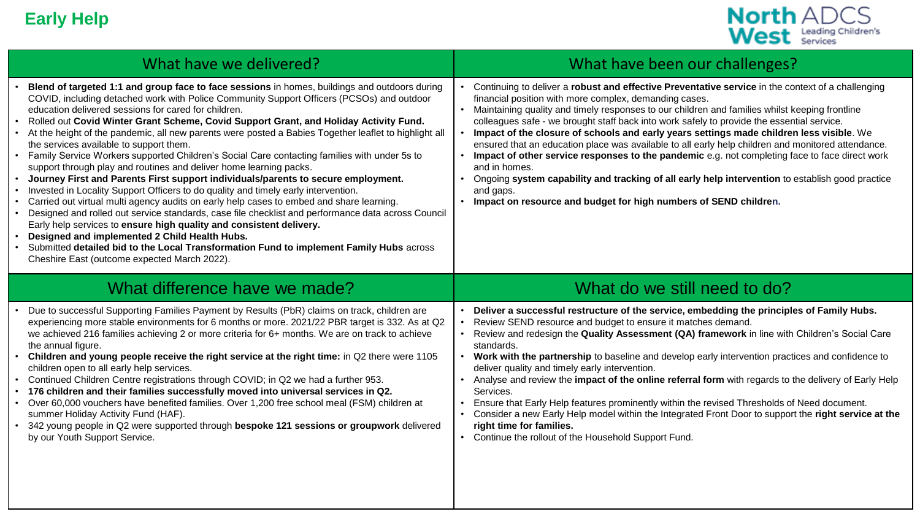# Early Help

## What have we delivered?

- **Blend of targeted 1:1 and group face to face sessions** in homes, buildings and outdoors during COVID, including detached work with Police Community Support Officers (PCSOs) and outdoor education delivered sessions for cared for children.
- Rolled out **Covid Winter Grant Scheme, Covid Support Grant, and Holiday Activity Fund.**
- At the height of the pandemic, all new parents were posted a Babies Together leaflet to highlight all the services available to support them.
- Family Service Workers supported Children's Social Care contacting families with under 5s to support through play and routines and deliver home learning packs.
- **Journey First and Parents First support individuals/parents to secure employment.**
- Invested in Locality Support Officers to do quality and timely early intervention.
- Carried out virtual multi agency audits on early help cases to embed and share learning.
- Designed and rolled out service standards, case file checklist and performance data across Council Early help services to **ensure high quality and consistent delivery.**
- **Designed and implemented 2 Child Health Hubs.**
- Submitted **detailed bid to the Local Transformation Fund to implement Family Hubs** across Cheshire East (outcome expected March 2022).

## What have been our challenges?

- Continuing to deliver a **robust and effective Preventative service** in the context of a challenging financial position with more complex, demanding cases.
- Maintaining quality and timely responses to our children and families whilst keeping frontline colleagues safe - we brought staff back into work safely to provide the essential service.
- **Impact of the closure of schools and early years settings made children less visible**. We ensured that an education place was available to all early help children and monitored attendance.
- **Impact of other service responses to the pandemic** e.g. not completing face to face direct work and in homes.
- Ongoing **system capability and tracking of all early help intervention** to establish good practice and gaps.
- **Impact on resource and budget for high numbers of SEND children.**

## What difference have we made?

- Due to successful Supporting Families Payment by Results (PbR) claims on track, children are experiencing more stable environments for 6 months or more. 2021/22 PBR target is 332. As at Q2 we achieved 216 families achieving 2 or more criteria for 6+ months. We are on track to achieve the annual figure.
- **Children and young people receive the right service at the right time:** in Q2 there were 1105 children open to all early help services.
- Continued Children Centre registrations through COVID; in Q2 we had a further 953.
- **176 children and their families successfully moved into universal services in Q2.**
- Over 60,000 vouchers have benefited families. Over 1,200 free school meal (FSM) children at summer Holiday Activity Fund (HAF).
- 342 young people in Q2 were supported through **bespoke 121 sessions or groupwork** delivered by our Youth Support Service.

## What do we still need to do?

- **Deliver a successful restructure of the service, embedding the principles of Family Hubs.**
- Review SEND resource and budget to ensure it matches demand.
- Review and redesign the **Quality Assessment (QA) framework** in line with Children's Social Care standards.
- **Work with the partnership** to baseline and develop early intervention practices and confidence to deliver quality and timely early intervention.
- Analyse and review the **impact of the online referral form** with regards to the delivery of Early Help Services.
- Ensure that Early Help features prominently within the revised Thresholds of Need document.
- Consider a new Early Help model within the Integrated Front Door to support the **right service at the right time for families.**
- Continue the rollout of the Household Support Fund.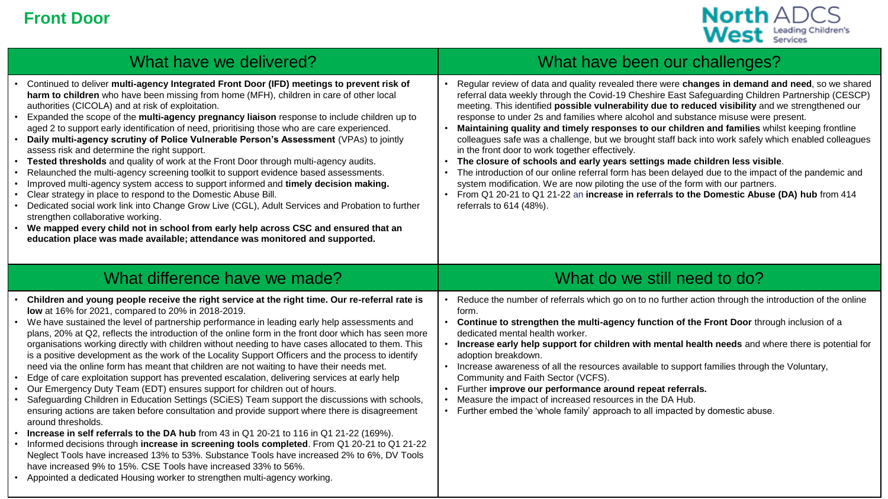# Front Door

## What have we delivered?

- Continued to deliver **multi-agency Integrated Front Door (IFD) meetings to prevent risk of harm to children** who have been missing from home (MFH), children in care of other local authorities (CICOLA) and at risk of exploitation.
- Expanded the scope of the **multi-agency pregnancy liaison** response to include children up to aged 2 to support early identification of need, prioritising those who are care experienced.
- **Daily multi-agency scrutiny of Police Vulnerable Person's Assessment** (VPAs) to jointly assess risk and determine the right support.
- **Tested thresholds** and quality of work at the Front Door through multi-agency audits.
- Relaunched the multi-agency screening toolkit to support evidence based assessments.
- Improved multi-agency system access to support informed and **timely decision making.**
- Clear strategy in place to respond to the Domestic Abuse Bill.
- Dedicated social work link into Change Grow Live (CGL), Adult Services and Probation to further strengthen collaborative working.
- **We mapped every child not in school from early help across CSC and ensured that an education place was made available; attendance was monitored and supported.**

## What have been our challenges?

- Regular review of data and quality revealed there were **changes in demand and need**, so we shared referral data weekly through the Covid-19 Cheshire East Safeguarding Children Partnership (CESCP) meeting. This identified **possible vulnerability due to reduced visibility** and we strengthened our response to under 2s and families where alcohol and substance misuse were present.
- **Maintaining quality and timely responses to our children and families** whilst keeping frontline colleagues safe was a challenge, but we brought staff back into work safely which enabled colleagues in the front door to work together effectively.
- **The closure of schools and early years settings made children less visible**.
- The introduction of our online referral form has been delayed due to the impact of the pandemic and system modification. We are now piloting the use of the form with our partners.
- From Q1 20-21 to Q1 21-22 an **increase in referrals to the Domestic Abuse (DA) hub** from 414 referrals to 614 (48%).

## What difference have we made?

- **Children and young people receive the right service at the right time. Our re-referral rate is low** at 16% for 2021, compared to 20% in 2018-2019.
- We have sustained the level of partnership performance in leading early help assessments and plans, 20% at Q2, reflects the introduction of the online form in the front door which has seen more organisations working directly with children without needing to have cases allocated to them. This is a positive development as the work of the Locality Support Officers and the process to identify need via the online form has meant that children are not waiting to have their needs met.
- Edge of care exploitation support has prevented escalation, delivering services at early help
- Our Emergency Duty Team (EDT) ensures support for children out of hours.
- Safeguarding Children in Education Settings (SCiES) Team support the discussions with schools, ensuring actions are taken before consultation and provide support where there is disagreement around thresholds.
- **Increase in self referrals to the DA hub** from 43 in Q1 20-21 to 116 in Q1 21-22 (169%).
- Informed decisions through **increase in screening tools completed**. From Q1 20-21 to Q1 21-22 Neglect Tools have increased 13% to 53%. Substance Tools have increased 2% to 6%, DV Tools have increased 9% to 15%. CSE Tools have increased 33% to 56%.
- Appointed a dedicated Housing worker to strengthen multi-agency working.

## What do we still need to do?

- Reduce the number of referrals which go on to no further action through the introduction of the online form.
- **Continue to strengthen the multi-agency function of the Front Door** through inclusion of a dedicated mental health worker.
- **Increase early help support for children with mental health needs** and where there is potential for adoption breakdown.
- Increase awareness of all the resources available to support families through the Voluntary, Community and Faith Sector (VCFS).
- Further **improve our performance around repeat referrals.**
- Measure the impact of increased resources in the DA Hub.
- Further embed the 'whole family' approach to all impacted by domestic abuse.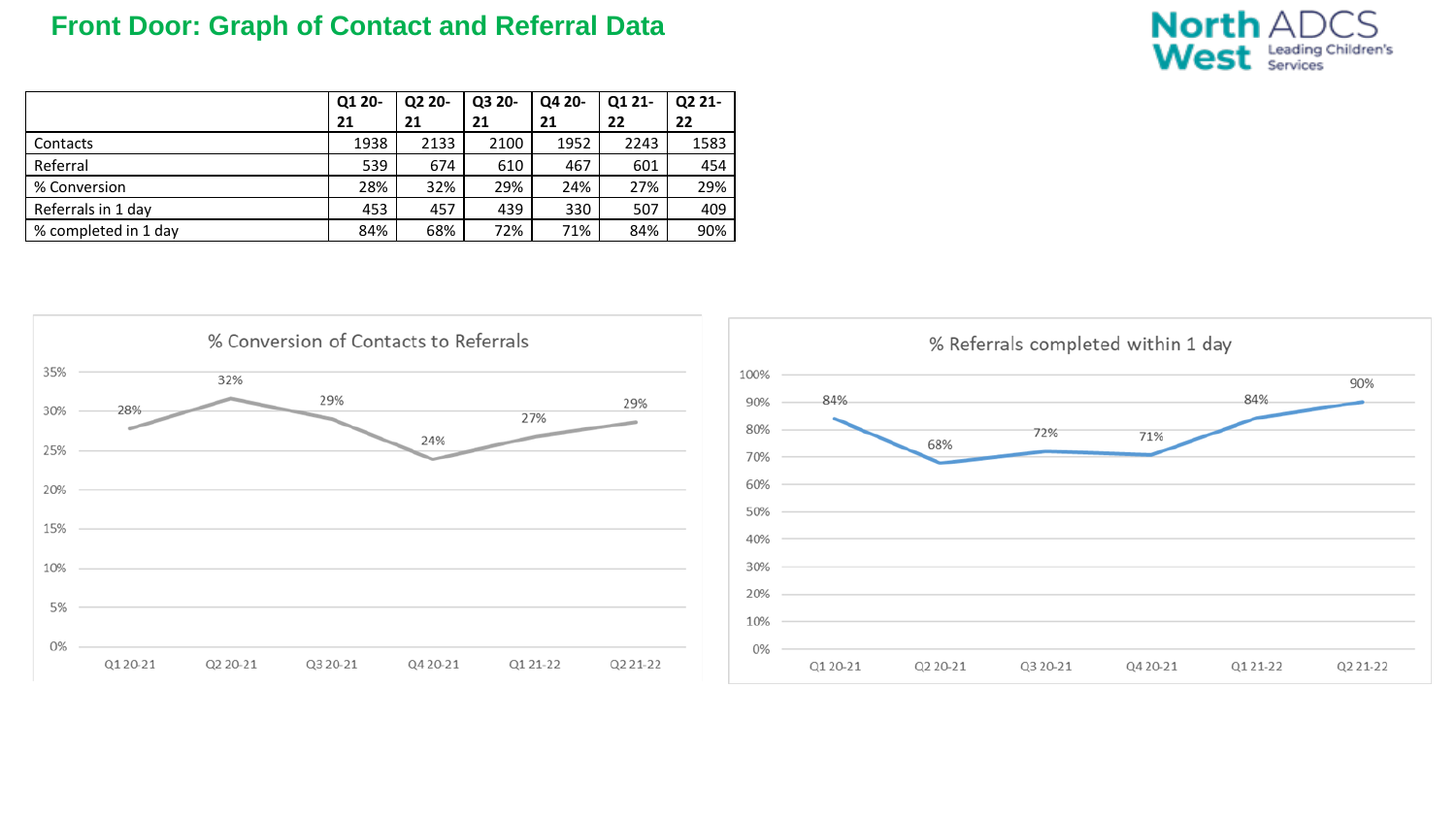# Front Door: Graph of Contact and Referral Data

North ADCS West Leading Children's Services

| | Q1 20-21 | Q2 20-21 | Q3 20-21 | Q4 20-21 | Q1 21-22 | Q2 21-22 |
|---|---|---|---|---|---|---|
| Contacts | 1938 | 2133 | 2100 | 1952 | 2243 | 1583 |
| Referral | 539 | 674 | 610 | 467 | 601 | 454 |
| % Conversion | 28% | 32% | 29% | 24% | 27% | 29% |
| Referrals in 1 day | 453 | 457 | 439 | 330 | 507 | 409 |
| % completed in 1 day | 84% | 68% | 72% | 71% | 84% | 90% |

% Conversion of Contacts to Referrals

35%
30%
25%
20%
15%
10%
5%
0%

28%
32%
29%
24%
27%
29%

Q1 20-21
Q2 20-21
Q3 20-21
Q4 20-21
Q1 21-22
Q2 21-22

% Referrals completed within 1 day

100%
90%
80%
70%
60%
50%
40%
30%
20%
10%
0%

84%
68%
72%
71%
84%
90%

Q1 20-21
Q2 20-21
Q3 20-21
Q4 20-21
Q1 21-22
Q2 21-22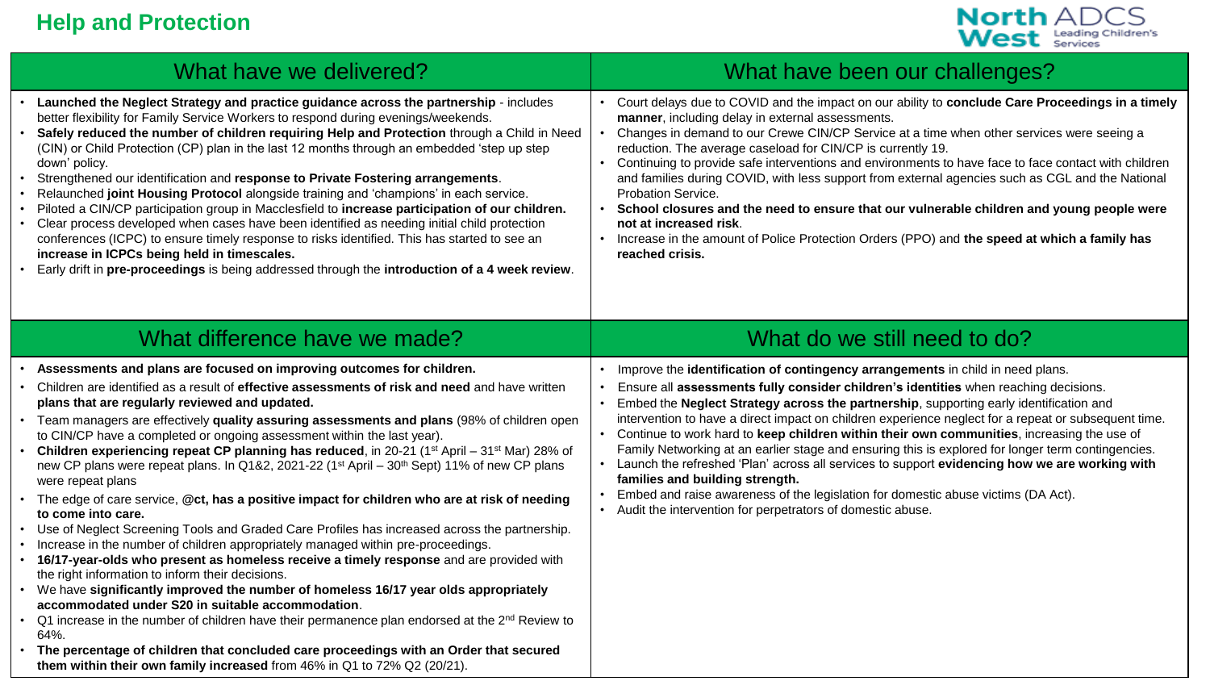# Help and Protection

North West ADCS Leading Children's Services

## What have we delivered?

- **Launched the Neglect Strategy and practice guidance across the partnership** - includes better flexibility for Family Service Workers to respond during evenings/weekends.
- **Safely reduced the number of children requiring Help and Protection** through a Child in Need (CIN) or Child Protection (CP) plan in the last 12 months through an embedded 'step up step down' policy.
- Strengthened our identification and **response to Private Fostering arrangements**.
- Relaunched **joint Housing Protocol** alongside training and 'champions' in each service.
- Piloted a CIN/CP participation group in Macclesfield to **increase participation of our children.**
- Clear process developed when cases have been identified as needing initial child protection conferences (ICPC) to ensure timely response to risks identified. This has started to see an **increase in ICPCs being held in timescales.**
- Early drift in **pre-proceedings** is being addressed through the **introduction of a 4 week review**.

## What have been our challenges?

- Court delays due to COVID and the impact on our ability to **conclude Care Proceedings in a timely manner**, including delay in external assessments.
- Changes in demand to our Crewe CIN/CP Service at a time when other services were seeing a reduction. The average caseload for CIN/CP is currently 19.
- Continuing to provide safe interventions and environments to have face to face contact with children and families during COVID, with less support from external agencies such as CGL and the National Probation Service.
- **School closures and the need to ensure that our vulnerable children and young people were not at increased risk**.
- Increase in the amount of Police Protection Orders (PPO) and **the speed at which a family has reached crisis.**

## What difference have we made?

- **Assessments and plans are focused on improving outcomes for children.**
- Children are identified as a result of **effective assessments of risk and need** and have written **plans that are regularly reviewed and updated.**
- Team managers are effectively **quality assuring assessments and plans** (98% of children open to CIN/CP have a completed or ongoing assessment within the last year).
- **Children experiencing repeat CP planning has reduced**, in 20-21 (1st April – 31st Mar) 28% of new CP plans were repeat plans. In Q1&2, 2021-22 (1st April – 30th Sept) 11% of new CP plans were repeat plans
- The edge of care service, **@ct, has a positive impact for children who are at risk of needing to come into care.**
- Use of Neglect Screening Tools and Graded Care Profiles has increased across the partnership.
- Increase in the number of children appropriately managed within pre-proceedings.
- **16/17-year-olds who present as homeless receive a timely response** and are provided with the right information to inform their decisions.
- We have **significantly improved the number of homeless 16/17 year olds appropriately accommodated under S20 in suitable accommodation**.
- Q1 increase in the number of children have their permanence plan endorsed at the 2nd Review to 64%.
- **The percentage of children that concluded care proceedings with an Order that secured them within their own family increased** from 46% in Q1 to 72% Q2 (20/21).

## What do we still need to do?

- Improve the **identification of contingency arrangements** in child in need plans.
- Ensure all **assessments fully consider children's identities** when reaching decisions.
- Embed the **Neglect Strategy across the partnership**, supporting early identification and intervention to have a direct impact on children experience neglect for a repeat or subsequent time.
- Continue to work hard to **keep children within their own communities**, increasing the use of Family Networking at an earlier stage and ensuring this is explored for longer term contingencies.
- Launch the refreshed 'Plan' across all services to support **evidencing how we are working with families and building strength.**
- Embed and raise awareness of the legislation for domestic abuse victims (DA Act).
- Audit the intervention for perpetrators of domestic abuse.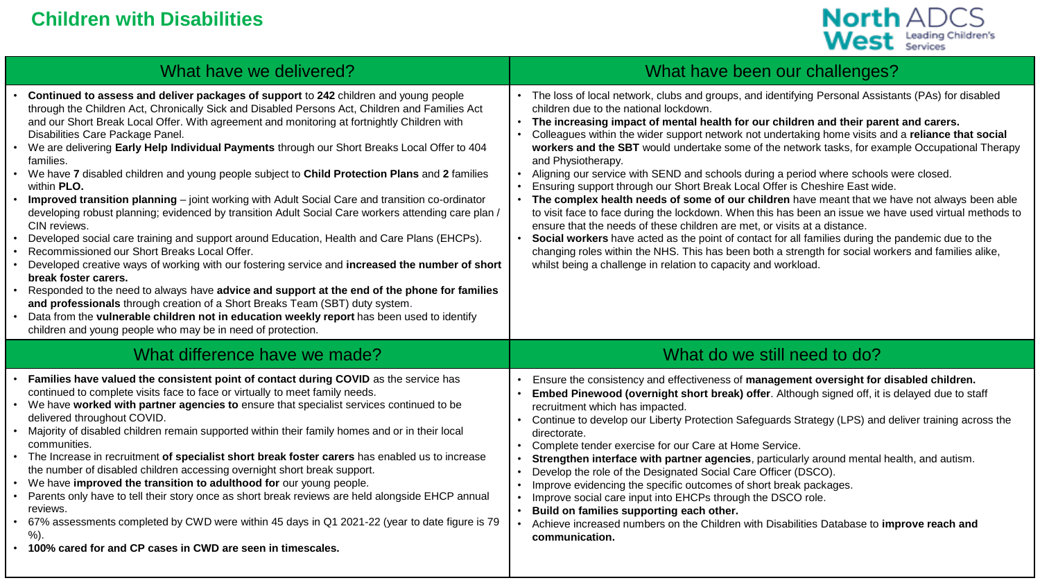# Children with Disabilities

North ADCS West Leading Children's Services

## What have we delivered?

- **Continued to assess and deliver packages of support** to **242** children and young people through the Children Act, Chronically Sick and Disabled Persons Act, Children and Families Act and our Short Break Local Offer. With agreement and monitoring at fortnightly Children with Disabilities Care Package Panel.
- We are delivering **Early Help Individual Payments** through our Short Breaks Local Offer to 404 families.
- We have **7** disabled children and young people subject to **Child Protection Plans** and **2** families within **PLO.**
- **Improved transition planning** – joint working with Adult Social Care and transition co-ordinator developing robust planning; evidenced by transition Adult Social Care workers attending care plan / CIN reviews.
- Developed social care training and support around Education, Health and Care Plans (EHCPs).
- Recommissioned our Short Breaks Local Offer.
- Developed creative ways of working with our fostering service and **increased the number of short break foster carers.**
- Responded to the need to always have **advice and support at the end of the phone for families and professionals** through creation of a Short Breaks Team (SBT) duty system.
- Data from the **vulnerable children not in education weekly report** has been used to identify children and young people who may be in need of protection.

## What have been our challenges?

- The loss of local network, clubs and groups, and identifying Personal Assistants (PAs) for disabled children due to the national lockdown.
- **The increasing impact of mental health for our children and their parent and carers.**
- Colleagues within the wider support network not undertaking home visits and a **reliance that social workers and the SBT** would undertake some of the network tasks, for example Occupational Therapy and Physiotherapy.
- Aligning our service with SEND and schools during a period where schools were closed.
- Ensuring support through our Short Break Local Offer is Cheshire East wide.
- **The complex health needs of some of our children** have meant that we have not always been able to visit face to face during the lockdown. When this has been an issue we have used virtual methods to ensure that the needs of these children are met, or visits at a distance.
- **Social workers** have acted as the point of contact for all families during the pandemic due to the changing roles within the NHS. This has been both a strength for social workers and families alike, whilst being a challenge in relation to capacity and workload.

## What difference have we made?

- **Families have valued the consistent point of contact during COVID** as the service has continued to complete visits face to face or virtually to meet family needs.
- We have **worked with partner agencies to** ensure that specialist services continued to be delivered throughout COVID.
- Majority of disabled children remain supported within their family homes and or in their local communities.
- The Increase in recruitment **of specialist short break foster carers** has enabled us to increase the number of disabled children accessing overnight short break support.
- We have **improved the transition to adulthood for** our young people.
- Parents only have to tell their story once as short break reviews are held alongside EHCP annual reviews.
- 67% assessments completed by CWD were within 45 days in Q1 2021-22 (year to date figure is 79 %).
- **100% cared for and CP cases in CWD are seen in timescales.**

## What do we still need to do?

- Ensure the consistency and effectiveness of **management oversight for disabled children.**
- **Embed Pinewood (overnight short break) offer**. Although signed off, it is delayed due to staff recruitment which has impacted.
- Continue to develop our Liberty Protection Safeguards Strategy (LPS) and deliver training across the directorate.
- Complete tender exercise for our Care at Home Service.
- **Strengthen interface with partner agencies**, particularly around mental health, and autism.
- Develop the role of the Designated Social Care Officer (DSCO).
- Improve evidencing the specific outcomes of short break packages.
- Improve social care input into EHCPs through the DSCO role.
- **Build on families supporting each other.**
- Achieve increased numbers on the Children with Disabilities Database to **improve reach and communication.**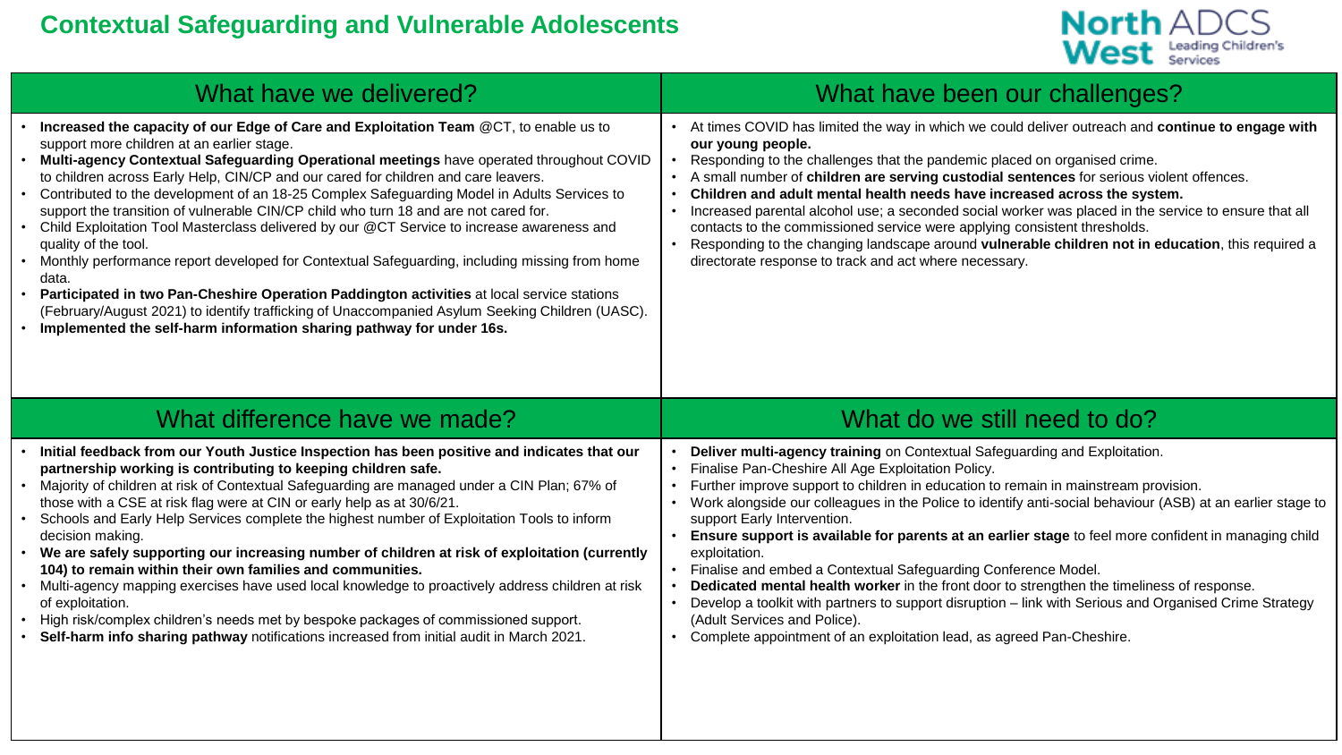# Contextual Safeguarding and Vulnerable Adolescents

North ADCS West Leading Children's Services

## What have we delivered?

- **Increased the capacity of our Edge of Care and Exploitation Team** @CT, to enable us to support more children at an earlier stage.
- **Multi-agency Contextual Safeguarding Operational meetings** have operated throughout COVID to children across Early Help, CIN/CP and our cared for children and care leavers.
- Contributed to the development of an 18-25 Complex Safeguarding Model in Adults Services to support the transition of vulnerable CIN/CP child who turn 18 and are not cared for.
- Child Exploitation Tool Masterclass delivered by our @CT Service to increase awareness and quality of the tool.
- Monthly performance report developed for Contextual Safeguarding, including missing from home data.
- **Participated in two Pan-Cheshire Operation Paddington activities** at local service stations (February/August 2021) to identify trafficking of Unaccompanied Asylum Seeking Children (UASC).
- **Implemented the self-harm information sharing pathway for under 16s.**

## What have been our challenges?

- At times COVID has limited the way in which we could deliver outreach and **continue to engage with our young people.**
- Responding to the challenges that the pandemic placed on organised crime.
- A small number of **children are serving custodial sentences** for serious violent offences.
- **Children and adult mental health needs have increased across the system.**
- Increased parental alcohol use; a seconded social worker was placed in the service to ensure that all contacts to the commissioned service were applying consistent thresholds.
- Responding to the changing landscape around **vulnerable children not in education**, this required a directorate response to track and act where necessary.

## What difference have we made?

- **Initial feedback from our Youth Justice Inspection has been positive and indicates that our partnership working is contributing to keeping children safe.**
- Majority of children at risk of Contextual Safeguarding are managed under a CIN Plan; 67% of those with a CSE at risk flag were at CIN or early help as at 30/6/21.
- Schools and Early Help Services complete the highest number of Exploitation Tools to inform decision making.
- **We are safely supporting our increasing number of children at risk of exploitation (currently 104) to remain within their own families and communities.**
- Multi-agency mapping exercises have used local knowledge to proactively address children at risk of exploitation.
- High risk/complex children's needs met by bespoke packages of commissioned support.
- **Self-harm info sharing pathway** notifications increased from initial audit in March 2021.

## What do we still need to do?

- **Deliver multi-agency training** on Contextual Safeguarding and Exploitation.
- Finalise Pan-Cheshire All Age Exploitation Policy.
- Further improve support to children in education to remain in mainstream provision.
- Work alongside our colleagues in the Police to identify anti-social behaviour (ASB) at an earlier stage to support Early Intervention.
- **Ensure support is available for parents at an earlier stage** to feel more confident in managing child exploitation.
- Finalise and embed a Contextual Safeguarding Conference Model.
- **Dedicated mental health worker** in the front door to strengthen the timeliness of response.
- Develop a toolkit with partners to support disruption – link with Serious and Organised Crime Strategy (Adult Services and Police).
- Complete appointment of an exploitation lead, as agreed Pan-Cheshire.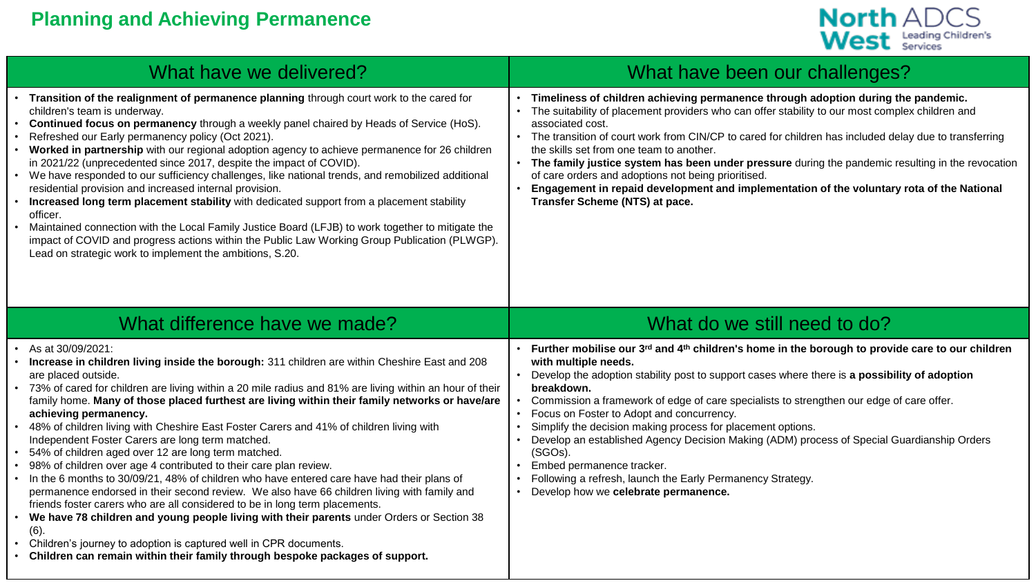# Planning and Achieving Permanence

North ADCS West Leading Children's Services

## What have we delivered?

- **Transition of the realignment of permanence planning** through court work to the cared for children's team is underway.
- **Continued focus on permanency** through a weekly panel chaired by Heads of Service (HoS).
- Refreshed our Early permanency policy (Oct 2021).
- **Worked in partnership** with our regional adoption agency to achieve permanence for 26 children in 2021/22 (unprecedented since 2017, despite the impact of COVID).
- We have responded to our sufficiency challenges, like national trends, and remobilized additional residential provision and increased internal provision.
- **Increased long term placement stability** with dedicated support from a placement stability officer.
- Maintained connection with the Local Family Justice Board (LFJB) to work together to mitigate the impact of COVID and progress actions within the Public Law Working Group Publication (PLWGP). Lead on strategic work to implement the ambitions, S.20.

## What have been our challenges?

- **Timeliness of children achieving permanence through adoption during the pandemic.**
- The suitability of placement providers who can offer stability to our most complex children and associated cost.
- The transition of court work from CIN/CP to cared for children has included delay due to transferring the skills set from one team to another.
- **The family justice system has been under pressure** during the pandemic resulting in the revocation of care orders and adoptions not being prioritised.
- **Engagement in repaid development and implementation of the voluntary rota of the National Transfer Scheme (NTS) at pace.**

## What difference have we made?

- As at 30/09/2021:
- **Increase in children living inside the borough:** 311 children are within Cheshire East and 208 are placed outside.
- 73% of cared for children are living within a 20 mile radius and 81% are living within an hour of their family home. **Many of those placed furthest are living within their family networks or have/are achieving permanency.**
- 48% of children living with Cheshire East Foster Carers and 41% of children living with Independent Foster Carers are long term matched.
- 54% of children aged over 12 are long term matched.
- 98% of children over age 4 contributed to their care plan review.
- In the 6 months to 30/09/21, 48% of children who have entered care have had their plans of permanence endorsed in their second review. We also have 66 children living with family and friends foster carers who are all considered to be in long term placements.
- **We have 78 children and young people living with their parents** under Orders or Section 38 (6).
- Children's journey to adoption is captured well in CPR documents.
- **Children can remain within their family through bespoke packages of support.**

## What do we still need to do?

- **Further mobilise our 3rd and 4th children's home in the borough to provide care to our children with multiple needs.**
- Develop the adoption stability post to support cases where there is **a possibility of adoption breakdown.**
- Commission a framework of edge of care specialists to strengthen our edge of care offer.
- Focus on Foster to Adopt and concurrency.
- Simplify the decision making process for placement options.
- Develop an established Agency Decision Making (ADM) process of Special Guardianship Orders (SGOs).
- Embed permanence tracker.
- Following a refresh, launch the Early Permanency Strategy.
- Develop how we **celebrate permanence.**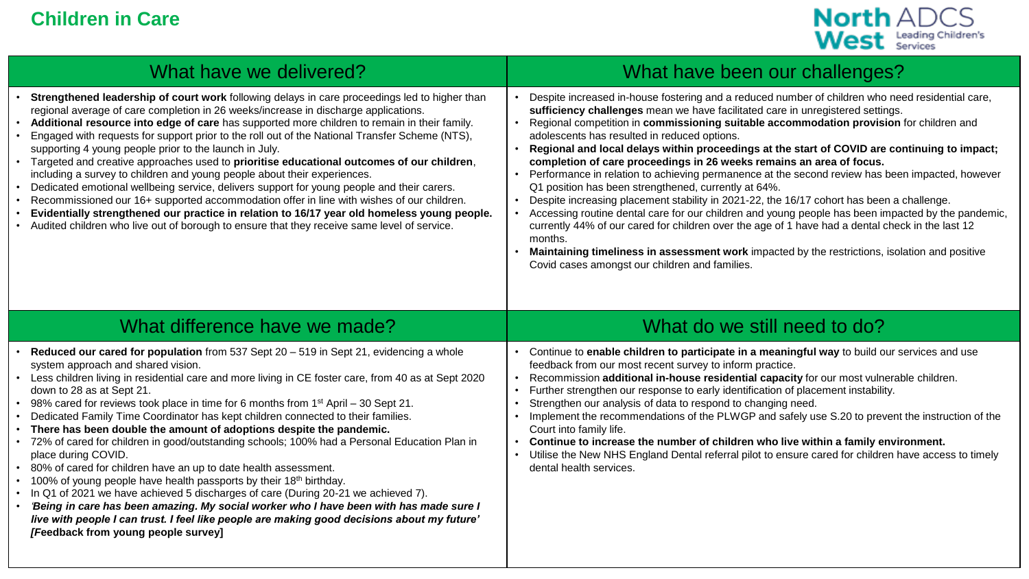# Children in Care

## What have we delivered?

- **Strengthened leadership of court work** following delays in care proceedings led to higher than regional average of care completion in 26 weeks/increase in discharge applications.
- **Additional resource into edge of care** has supported more children to remain in their family.
- Engaged with requests for support prior to the roll out of the National Transfer Scheme (NTS), supporting 4 young people prior to the launch in July.
- Targeted and creative approaches used to **prioritise educational outcomes of our children**, including a survey to children and young people about their experiences.
- Dedicated emotional wellbeing service, delivers support for young people and their carers.
- Recommissioned our 16+ supported accommodation offer in line with wishes of our children.
- **Evidentially strengthened our practice in relation to 16/17 year old homeless young people.**
- Audited children who live out of borough to ensure that they receive same level of service.

## What have been our challenges?

- Despite increased in-house fostering and a reduced number of children who need residential care, **sufficiency challenges** mean we have facilitated care in unregistered settings.
- Regional competition in **commissioning suitable accommodation provision** for children and adolescents has resulted in reduced options.
- **Regional and local delays within proceedings at the start of COVID are continuing to impact; completion of care proceedings in 26 weeks remains an area of focus.**
- Performance in relation to achieving permanence at the second review has been impacted, however Q1 position has been strengthened, currently at 64%.
- Despite increasing placement stability in 2021-22, the 16/17 cohort has been a challenge.
- Accessing routine dental care for our children and young people has been impacted by the pandemic, currently 44% of our cared for children over the age of 1 have had a dental check in the last 12 months.
- **Maintaining timeliness in assessment work** impacted by the restrictions, isolation and positive Covid cases amongst our children and families.

## What difference have we made?

- **Reduced our cared for population** from 537 Sept 20 – 519 in Sept 21, evidencing a whole system approach and shared vision.
- Less children living in residential care and more living in CE foster care, from 40 as at Sept 2020 down to 28 as at Sept 21.
- 98% cared for reviews took place in time for 6 months from 1st April – 30 Sept 21.
- Dedicated Family Time Coordinator has kept children connected to their families.
- **There has been double the amount of adoptions despite the pandemic.**
- 72% of cared for children in good/outstanding schools; 100% had a Personal Education Plan in place during COVID.
- 80% of cared for children have an up to date health assessment.
- 100% of young people have health passports by their 18th birthday.
- In Q1 of 2021 we have achieved 5 discharges of care (During 20-21 we achieved 7).
- ***'Being in care has been amazing. My social worker who I have been with has made sure I live with people I can trust. I feel like people are making good decisions about my future' [Feedback from young people survey]***

## What do we still need to do?

- Continue to **enable children to participate in a meaningful way** to build our services and use feedback from our most recent survey to inform practice.
- Recommission **additional in-house residential capacity** for our most vulnerable children.
- Further strengthen our response to early identification of placement instability.
- Strengthen our analysis of data to respond to changing need.
- Implement the recommendations of the PLWGP and safely use S.20 to prevent the instruction of the Court into family life.
- **Continue to increase the number of children who live within a family environment.**
- Utilise the New NHS England Dental referral pilot to ensure cared for children have access to timely dental health services.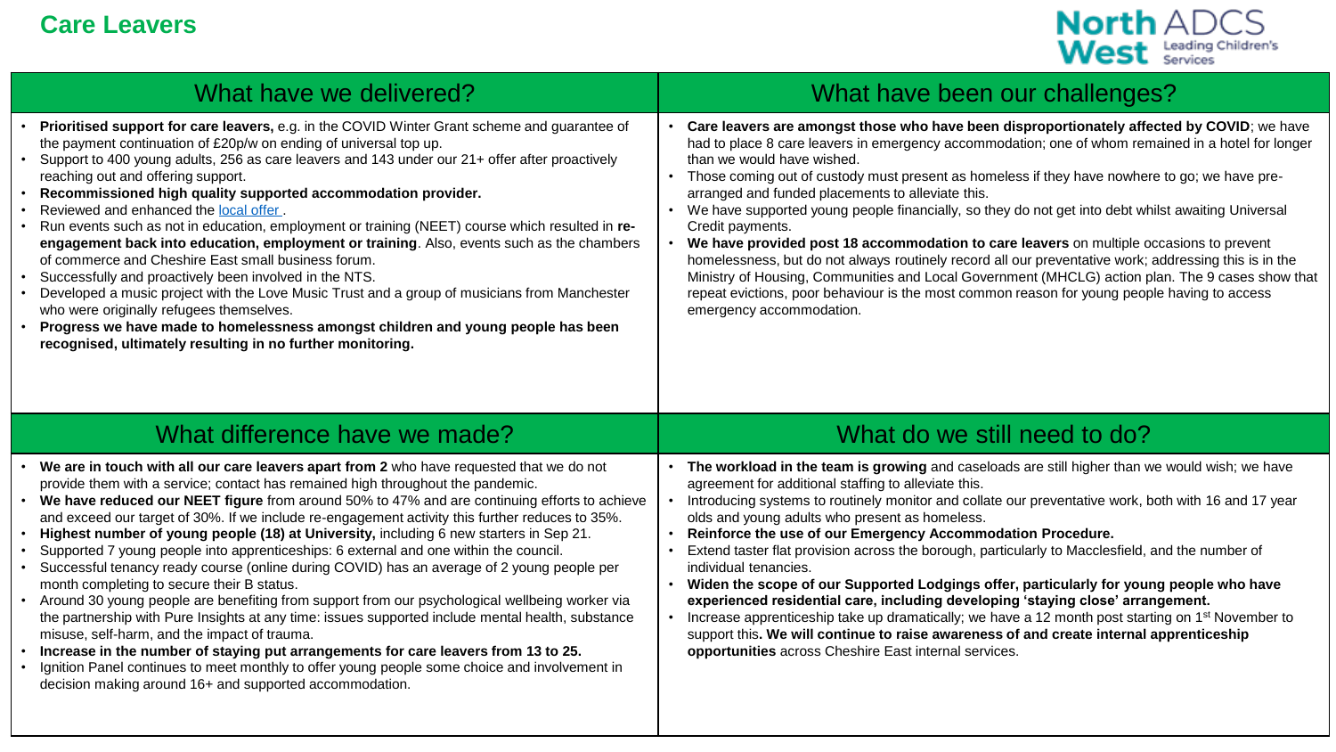# Care Leavers

## What have we delivered?

- **Prioritised support for care leavers,** e.g. in the COVID Winter Grant scheme and guarantee of the payment continuation of £20p/w on ending of universal top up.
- Support to 400 young adults, 256 as care leavers and 143 under our 21+ offer after proactively reaching out and offering support.
- **Recommissioned high quality supported accommodation provider.**
- Reviewed and enhanced the [local offer](#) .
- Run events such as not in education, employment or training (NEET) course which resulted in **re-engagement back into education, employment or training**. Also, events such as the chambers of commerce and Cheshire East small business forum.
- Successfully and proactively been involved in the NTS.
- Developed a music project with the Love Music Trust and a group of musicians from Manchester who were originally refugees themselves.
- **Progress we have made to homelessness amongst children and young people has been recognised, ultimately resulting in no further monitoring.**

## What have been our challenges?

- **Care leavers are amongst those who have been disproportionately affected by COVID**; we have had to place 8 care leavers in emergency accommodation; one of whom remained in a hotel for longer than we would have wished.
- Those coming out of custody must present as homeless if they have nowhere to go; we have pre-arranged and funded placements to alleviate this.
- We have supported young people financially, so they do not get into debt whilst awaiting Universal Credit payments.
- **We have provided post 18 accommodation to care leavers** on multiple occasions to prevent homelessness, but do not always routinely record all our preventative work; addressing this is in the Ministry of Housing, Communities and Local Government (MHCLG) action plan. The 9 cases show that repeat evictions, poor behaviour is the most common reason for young people having to access emergency accommodation.

## What difference have we made?

- **We are in touch with all our care leavers apart from 2** who have requested that we do not provide them with a service; contact has remained high throughout the pandemic.
- **We have reduced our NEET figure** from around 50% to 47% and are continuing efforts to achieve and exceed our target of 30%. If we include re-engagement activity this further reduces to 35%.
- **Highest number of young people (18) at University,** including 6 new starters in Sep 21.
- Supported 7 young people into apprenticeships: 6 external and one within the council.
- Successful tenancy ready course (online during COVID) has an average of 2 young people per month completing to secure their B status.
- Around 30 young people are benefiting from support from our psychological wellbeing worker via the partnership with Pure Insights at any time: issues supported include mental health, substance misuse, self-harm, and the impact of trauma.
- **Increase in the number of staying put arrangements for care leavers from 13 to 25.**
- Ignition Panel continues to meet monthly to offer young people some choice and involvement in decision making around 16+ and supported accommodation.

## What do we still need to do?

- **The workload in the team is growing** and caseloads are still higher than we would wish; we have agreement for additional staffing to alleviate this.
- Introducing systems to routinely monitor and collate our preventative work, both with 16 and 17 year olds and young adults who present as homeless.
- **Reinforce the use of our Emergency Accommodation Procedure.**
- Extend taster flat provision across the borough, particularly to Macclesfield, and the number of individual tenancies.
- **Widen the scope of our Supported Lodgings offer, particularly for young people who have experienced residential care, including developing 'staying close' arrangement.**
- Increase apprenticeship take up dramatically; we have a 12 month post starting on 1st November to support this**. We will continue to raise awareness of and create internal apprenticeship opportunities** across Cheshire East internal services.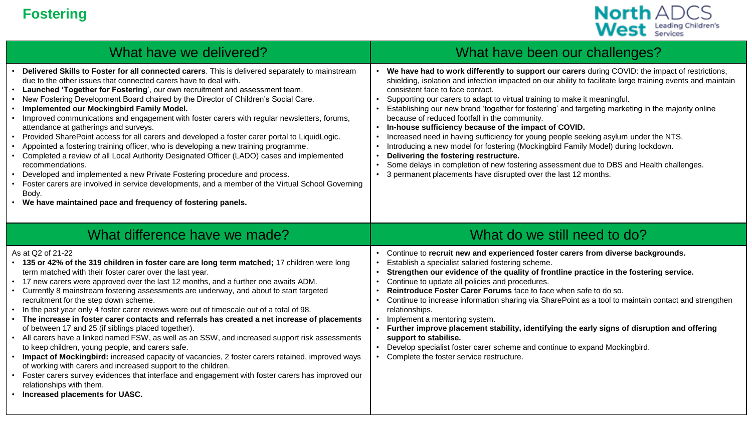# Fostering

## What have we delivered?

- **Delivered Skills to Foster for all connected carers**. This is delivered separately to mainstream due to the other issues that connected carers have to deal with.
- **Launched 'Together for Fostering**', our own recruitment and assessment team.
- New Fostering Development Board chaired by the Director of Children's Social Care.
- **Implemented our Mockingbird Family Model.**
- Improved communications and engagement with foster carers with regular newsletters, forums, attendance at gatherings and surveys.
- Provided SharePoint access for all carers and developed a foster carer portal to LiquidLogic.
- Appointed a fostering training officer, who is developing a new training programme.
- Completed a review of all Local Authority Designated Officer (LADO) cases and implemented recommendations.
- Developed and implemented a new Private Fostering procedure and process.
- Foster carers are involved in service developments, and a member of the Virtual School Governing Body.
- **We have maintained pace and frequency of fostering panels.**

## What have been our challenges?

- **We have had to work differently to support our carers** during COVID: the impact of restrictions, shielding, isolation and infection impacted on our ability to facilitate large training events and maintain consistent face to face contact.
- Supporting our carers to adapt to virtual training to make it meaningful.
- Establishing our new brand 'together for fostering' and targeting marketing in the majority online because of reduced footfall in the community.
- **In-house sufficiency because of the impact of COVID.**
- Increased need in having sufficiency for young people seeking asylum under the NTS.
- Introducing a new model for fostering (Mockingbird Family Model) during lockdown.
- **Delivering the fostering restructure.**
- Some delays in completion of new fostering assessment due to DBS and Health challenges.
- 3 permanent placements have disrupted over the last 12 months.

## What difference have we made?

As at Q2 of 21-22

- **135 or 42% of the 319 children in foster care are long term matched;** 17 children were long term matched with their foster carer over the last year.
- 17 new carers were approved over the last 12 months, and a further one awaits ADM.
- Currently 8 mainstream fostering assessments are underway, and about to start targeted recruitment for the step down scheme.
- In the past year only 4 foster carer reviews were out of timescale out of a total of 98.
- **The increase in foster carer contacts and referrals has created a net increase of placements** of between 17 and 25 (if siblings placed together).
- All carers have a linked named FSW, as well as an SSW, and increased support risk assessments to keep children, young people, and carers safe.
- **Impact of Mockingbird:** increased capacity of vacancies, 2 foster carers retained, improved ways of working with carers and increased support to the children.
- Foster carers survey evidences that interface and engagement with foster carers has improved our relationships with them.
- **Increased placements for UASC.**

## What do we still need to do?

- Continue to **recruit new and experienced foster carers from diverse backgrounds.**
- Establish a specialist salaried fostering scheme.
- **Strengthen our evidence of the quality of frontline practice in the fostering service.**
- Continue to update all policies and procedures.
- **Reintroduce Foster Carer Forums** face to face when safe to do so.
- Continue to increase information sharing via SharePoint as a tool to maintain contact and strengthen relationships.
- Implement a mentoring system.
- **Further improve placement stability, identifying the early signs of disruption and offering support to stabilise.**
- Develop specialist foster carer scheme and continue to expand Mockingbird.
- Complete the foster service restructure.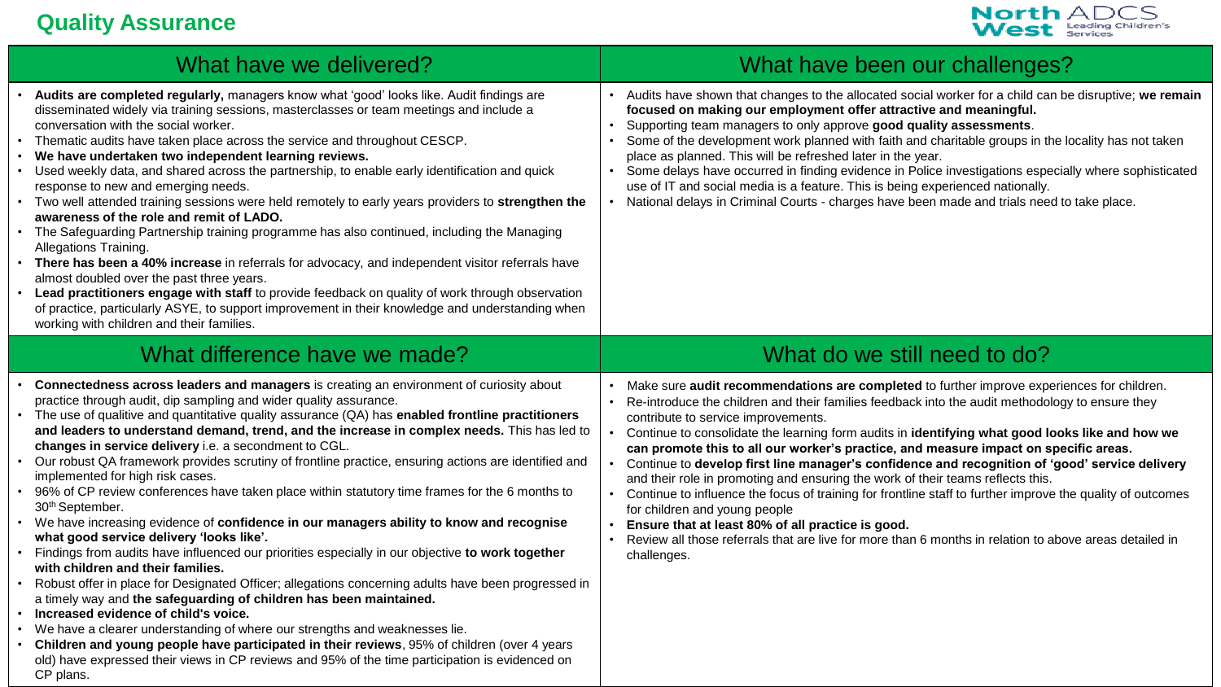# Quality Assurance

North West ADCS Leading Children's Services

## What have we delivered?

- **Audits are completed regularly,** managers know what 'good' looks like. Audit findings are disseminated widely via training sessions, masterclasses or team meetings and include a conversation with the social worker.
- Thematic audits have taken place across the service and throughout CESCP.
- **We have undertaken two independent learning reviews.**
- Used weekly data, and shared across the partnership, to enable early identification and quick response to new and emerging needs.
- Two well attended training sessions were held remotely to early years providers to **strengthen the awareness of the role and remit of LADO.**
- The Safeguarding Partnership training programme has also continued, including the Managing Allegations Training.
- **There has been a 40% increase** in referrals for advocacy, and independent visitor referrals have almost doubled over the past three years.
- **Lead practitioners engage with staff** to provide feedback on quality of work through observation of practice, particularly ASYE, to support improvement in their knowledge and understanding when working with children and their families.

## What have been our challenges?

- Audits have shown that changes to the allocated social worker for a child can be disruptive; **we remain focused on making our employment offer attractive and meaningful.**
- Supporting team managers to only approve **good quality assessments**.
- Some of the development work planned with faith and charitable groups in the locality has not taken place as planned. This will be refreshed later in the year.
- Some delays have occurred in finding evidence in Police investigations especially where sophisticated use of IT and social media is a feature. This is being experienced nationally.
- National delays in Criminal Courts - charges have been made and trials need to take place.

## What difference have we made?

- **Connectedness across leaders and managers** is creating an environment of curiosity about practice through audit, dip sampling and wider quality assurance.
- The use of qualitive and quantitative quality assurance (QA) has **enabled frontline practitioners and leaders to understand demand, trend, and the increase in complex needs.** This has led to **changes in service delivery** i.e. a secondment to CGL.
- Our robust QA framework provides scrutiny of frontline practice, ensuring actions are identified and implemented for high risk cases.
- 96% of CP review conferences have taken place within statutory time frames for the 6 months to 30th September.
- We have increasing evidence of **confidence in our managers ability to know and recognise what good service delivery 'looks like'.**
- Findings from audits have influenced our priorities especially in our objective **to work together with children and their families.**
- Robust offer in place for Designated Officer; allegations concerning adults have been progressed in a timely way and **the safeguarding of children has been maintained.**
- **Increased evidence of child's voice.**
- We have a clearer understanding of where our strengths and weaknesses lie.
- **Children and young people have participated in their reviews**, 95% of children (over 4 years old) have expressed their views in CP reviews and 95% of the time participation is evidenced on CP plans.

## What do we still need to do?

- Make sure **audit recommendations are completed** to further improve experiences for children.
- Re-introduce the children and their families feedback into the audit methodology to ensure they contribute to service improvements.
- Continue to consolidate the learning form audits in **identifying what good looks like and how we can promote this to all our worker's practice, and measure impact on specific areas.**
- Continue to **develop first line manager's confidence and recognition of 'good' service delivery** and their role in promoting and ensuring the work of their teams reflects this.
- Continue to influence the focus of training for frontline staff to further improve the quality of outcomes for children and young people
- **Ensure that at least 80% of all practice is good.**
- Review all those referrals that are live for more than 6 months in relation to above areas detailed in challenges.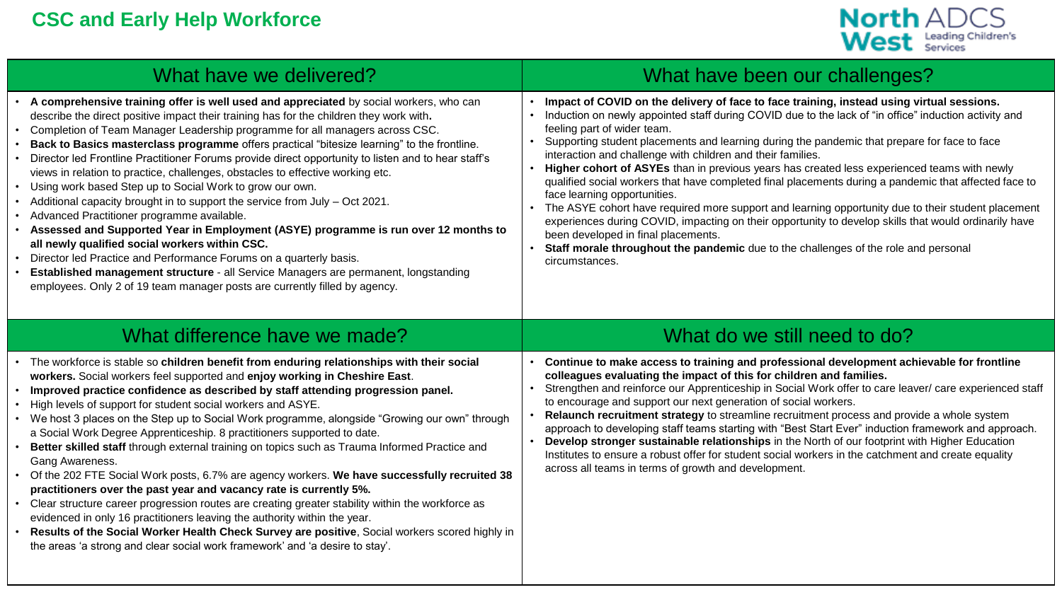# CSC and Early Help Workforce

North ADCS West Leading Children's Services

## What have we delivered?

- **A comprehensive training offer is well used and appreciated** by social workers, who can describe the direct positive impact their training has for the children they work with**.**
- Completion of Team Manager Leadership programme for all managers across CSC.
- **Back to Basics masterclass programme** offers practical "bitesize learning" to the frontline.
- Director led Frontline Practitioner Forums provide direct opportunity to listen and to hear staff's views in relation to practice, challenges, obstacles to effective working etc.
- Using work based Step up to Social Work to grow our own.
- Additional capacity brought in to support the service from July – Oct 2021.
- Advanced Practitioner programme available.
- **Assessed and Supported Year in Employment (ASYE) programme is run over 12 months to all newly qualified social workers within CSC.**
- Director led Practice and Performance Forums on a quarterly basis.
- **Established management structure** - all Service Managers are permanent, longstanding employees. Only 2 of 19 team manager posts are currently filled by agency.

## What have been our challenges?

- **Impact of COVID on the delivery of face to face training, instead using virtual sessions.**
- Induction on newly appointed staff during COVID due to the lack of "in office" induction activity and feeling part of wider team.
- Supporting student placements and learning during the pandemic that prepare for face to face interaction and challenge with children and their families.
- **Higher cohort of ASYEs** than in previous years has created less experienced teams with newly qualified social workers that have completed final placements during a pandemic that affected face to face learning opportunities.
- The ASYE cohort have required more support and learning opportunity due to their student placement experiences during COVID, impacting on their opportunity to develop skills that would ordinarily have been developed in final placements.
- **Staff morale throughout the pandemic** due to the challenges of the role and personal circumstances.

## What difference have we made?

- The workforce is stable so **children benefit from enduring relationships with their social workers.** Social workers feel supported and **enjoy working in Cheshire East**.
- **Improved practice confidence as described by staff attending progression panel.**
- High levels of support for student social workers and ASYE.
- We host 3 places on the Step up to Social Work programme, alongside "Growing our own" through a Social Work Degree Apprenticeship. 8 practitioners supported to date.
- **Better skilled staff** through external training on topics such as Trauma Informed Practice and Gang Awareness.
- Of the 202 FTE Social Work posts, 6.7% are agency workers. **We have successfully recruited 38 practitioners over the past year and vacancy rate is currently 5%.**
- Clear structure career progression routes are creating greater stability within the workforce as evidenced in only 16 practitioners leaving the authority within the year.
- **Results of the Social Worker Health Check Survey are positive**, Social workers scored highly in the areas 'a strong and clear social work framework' and 'a desire to stay'.

## What do we still need to do?

- **Continue to make access to training and professional development achievable for frontline colleagues evaluating the impact of this for children and families.**
- Strengthen and reinforce our Apprenticeship in Social Work offer to care leaver/ care experienced staff to encourage and support our next generation of social workers.
- **Relaunch recruitment strategy** to streamline recruitment process and provide a whole system approach to developing staff teams starting with "Best Start Ever" induction framework and approach.
- **Develop stronger sustainable relationships** in the North of our footprint with Higher Education Institutes to ensure a robust offer for student social workers in the catchment and create equality across all teams in terms of growth and development.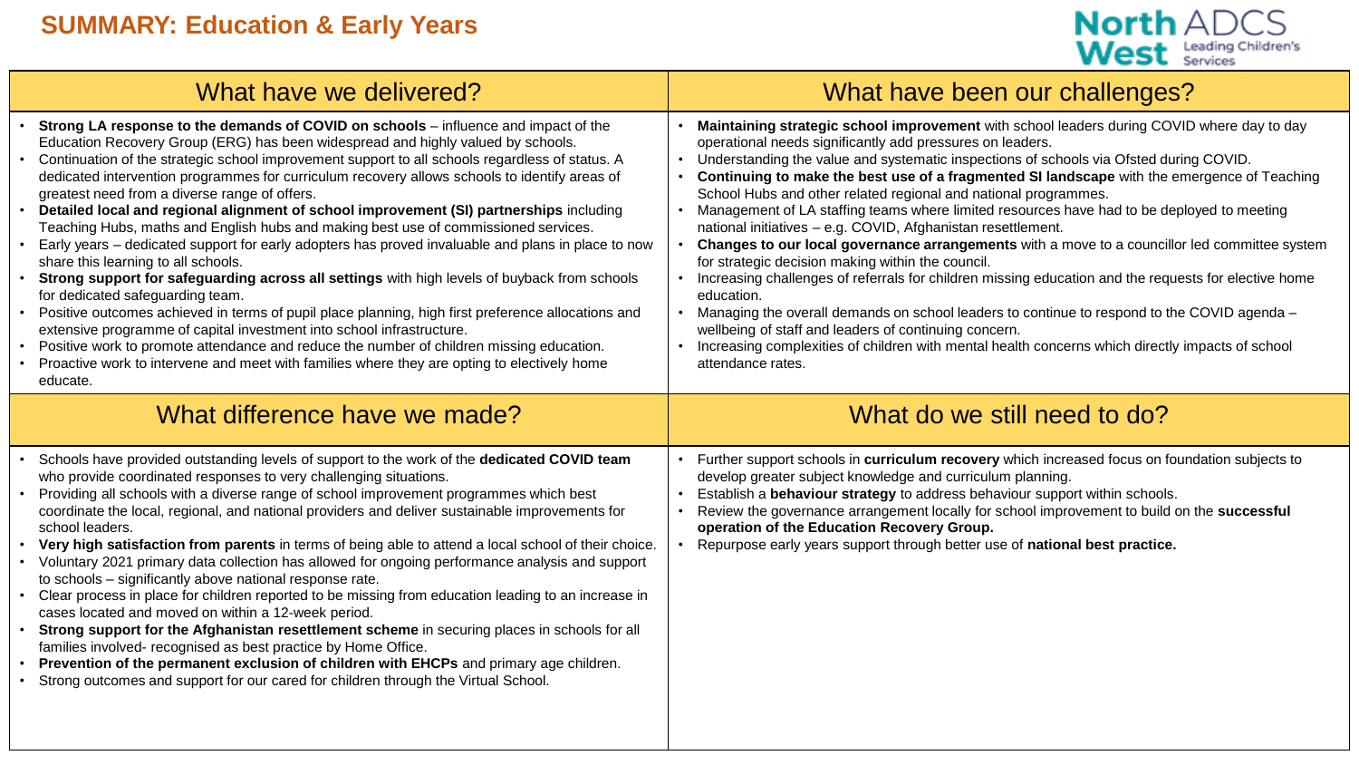# SUMMARY: Education & Early Years

North ADCS West Leading Children's Services

## What have we delivered?

- **Strong LA response to the demands of COVID on schools** – influence and impact of the Education Recovery Group (ERG) has been widespread and highly valued by schools.
- Continuation of the strategic school improvement support to all schools regardless of status. A dedicated intervention programmes for curriculum recovery allows schools to identify areas of greatest need from a diverse range of offers.
- **Detailed local and regional alignment of school improvement (SI) partnerships** including Teaching Hubs, maths and English hubs and making best use of commissioned services.
- Early years – dedicated support for early adopters has proved invaluable and plans in place to now share this learning to all schools.
- **Strong support for safeguarding across all settings** with high levels of buyback from schools for dedicated safeguarding team.
- Positive outcomes achieved in terms of pupil place planning, high first preference allocations and extensive programme of capital investment into school infrastructure.
- Positive work to promote attendance and reduce the number of children missing education.
- Proactive work to intervene and meet with families where they are opting to electively home educate.

## What have been our challenges?

- **Maintaining strategic school improvement** with school leaders during COVID where day to day operational needs significantly add pressures on leaders.
- Understanding the value and systematic inspections of schools via Ofsted during COVID.
- **Continuing to make the best use of a fragmented SI landscape** with the emergence of Teaching School Hubs and other related regional and national programmes.
- Management of LA staffing teams where limited resources have had to be deployed to meeting national initiatives – e.g. COVID, Afghanistan resettlement.
- **Changes to our local governance arrangements** with a move to a councillor led committee system for strategic decision making within the council.
- Increasing challenges of referrals for children missing education and the requests for elective home education.
- Managing the overall demands on school leaders to continue to respond to the COVID agenda – wellbeing of staff and leaders of continuing concern.
- Increasing complexities of children with mental health concerns which directly impacts of school attendance rates.

## What difference have we made?

- Schools have provided outstanding levels of support to the work of the **dedicated COVID team** who provide coordinated responses to very challenging situations.
- Providing all schools with a diverse range of school improvement programmes which best coordinate the local, regional, and national providers and deliver sustainable improvements for school leaders.
- **Very high satisfaction from parents** in terms of being able to attend a local school of their choice.
- Voluntary 2021 primary data collection has allowed for ongoing performance analysis and support to schools – significantly above national response rate.
- Clear process in place for children reported to be missing from education leading to an increase in cases located and moved on within a 12-week period.
- **Strong support for the Afghanistan resettlement scheme** in securing places in schools for all families involved- recognised as best practice by Home Office.
- **Prevention of the permanent exclusion of children with EHCPs** and primary age children.
- Strong outcomes and support for our cared for children through the Virtual School.

## What do we still need to do?

- Further support schools in **curriculum recovery** which increased focus on foundation subjects to develop greater subject knowledge and curriculum planning.
- Establish a **behaviour strategy** to address behaviour support within schools.
- Review the governance arrangement locally for school improvement to build on the **successful operation of the Education Recovery Group.**
- Repurpose early years support through better use of **national best practice.**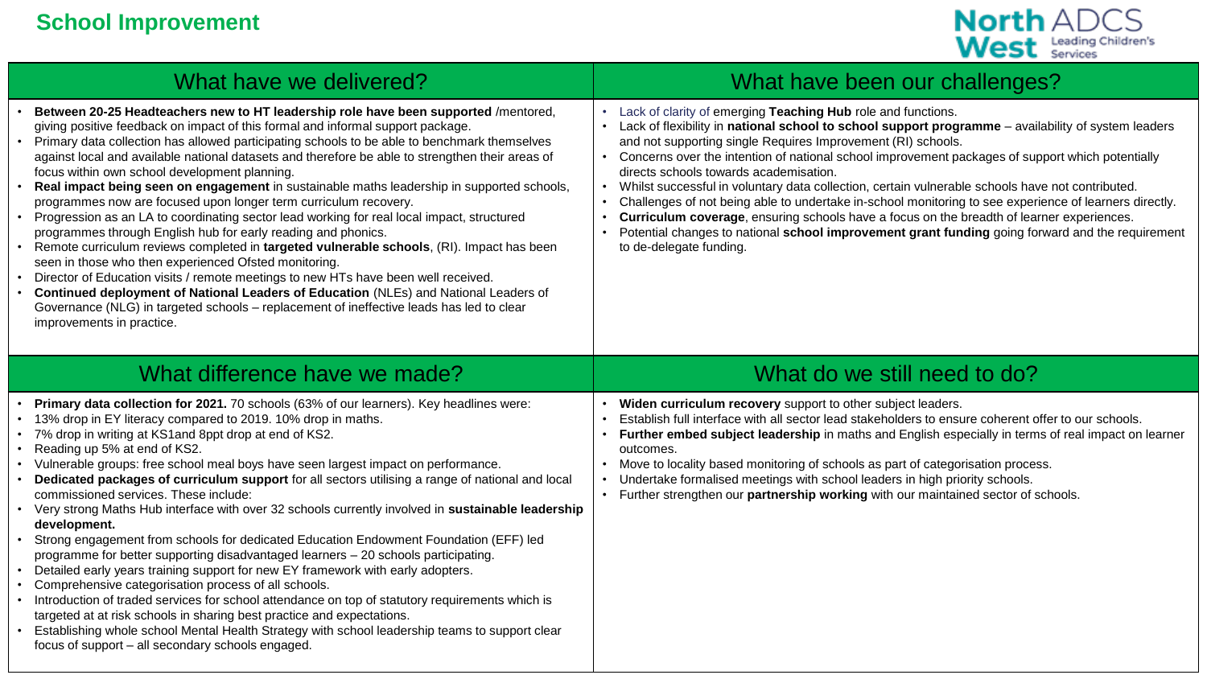# School Improvement

North ADCS West Leading Children's Services

## What have we delivered?

- **Between 20-25 Headteachers new to HT leadership role have been supported** /mentored, giving positive feedback on impact of this formal and informal support package.
- Primary data collection has allowed participating schools to be able to benchmark themselves against local and available national datasets and therefore be able to strengthen their areas of focus within own school development planning.
- **Real impact being seen on engagement** in sustainable maths leadership in supported schools, programmes now are focused upon longer term curriculum recovery.
- Progression as an LA to coordinating sector lead working for real local impact, structured programmes through English hub for early reading and phonics.
- Remote curriculum reviews completed in **targeted vulnerable schools**, (RI). Impact has been seen in those who then experienced Ofsted monitoring.
- Director of Education visits / remote meetings to new HTs have been well received.
- **Continued deployment of National Leaders of Education** (NLEs) and National Leaders of Governance (NLG) in targeted schools – replacement of ineffective leads has led to clear improvements in practice.

## What have been our challenges?

- Lack of clarity of emerging **Teaching Hub** role and functions.
- Lack of flexibility in **national school to school support programme** – availability of system leaders and not supporting single Requires Improvement (RI) schools.
- Concerns over the intention of national school improvement packages of support which potentially directs schools towards academisation.
- Whilst successful in voluntary data collection, certain vulnerable schools have not contributed.
- Challenges of not being able to undertake in-school monitoring to see experience of learners directly.
- **Curriculum coverage**, ensuring schools have a focus on the breadth of learner experiences.
- Potential changes to national **school improvement grant funding** going forward and the requirement to de-delegate funding.

## What difference have we made?

- **Primary data collection for 2021.** 70 schools (63% of our learners). Key headlines were:
- 13% drop in EY literacy compared to 2019. 10% drop in maths.
- 7% drop in writing at KS1and 8ppt drop at end of KS2.
- Reading up 5% at end of KS2.
- Vulnerable groups: free school meal boys have seen largest impact on performance.
- **Dedicated packages of curriculum support** for all sectors utilising a range of national and local commissioned services. These include:
- Very strong Maths Hub interface with over 32 schools currently involved in **sustainable leadership development.**
- Strong engagement from schools for dedicated Education Endowment Foundation (EFF) led programme for better supporting disadvantaged learners – 20 schools participating.
- Detailed early years training support for new EY framework with early adopters.
- Comprehensive categorisation process of all schools.
- Introduction of traded services for school attendance on top of statutory requirements which is targeted at at risk schools in sharing best practice and expectations.
- Establishing whole school Mental Health Strategy with school leadership teams to support clear focus of support – all secondary schools engaged.

## What do we still need to do?

- **Widen curriculum recovery** support to other subject leaders.
- Establish full interface with all sector lead stakeholders to ensure coherent offer to our schools.
- **Further embed subject leadership** in maths and English especially in terms of real impact on learner outcomes.
- Move to locality based monitoring of schools as part of categorisation process.
- Undertake formalised meetings with school leaders in high priority schools.
- Further strengthen our **partnership working** with our maintained sector of schools.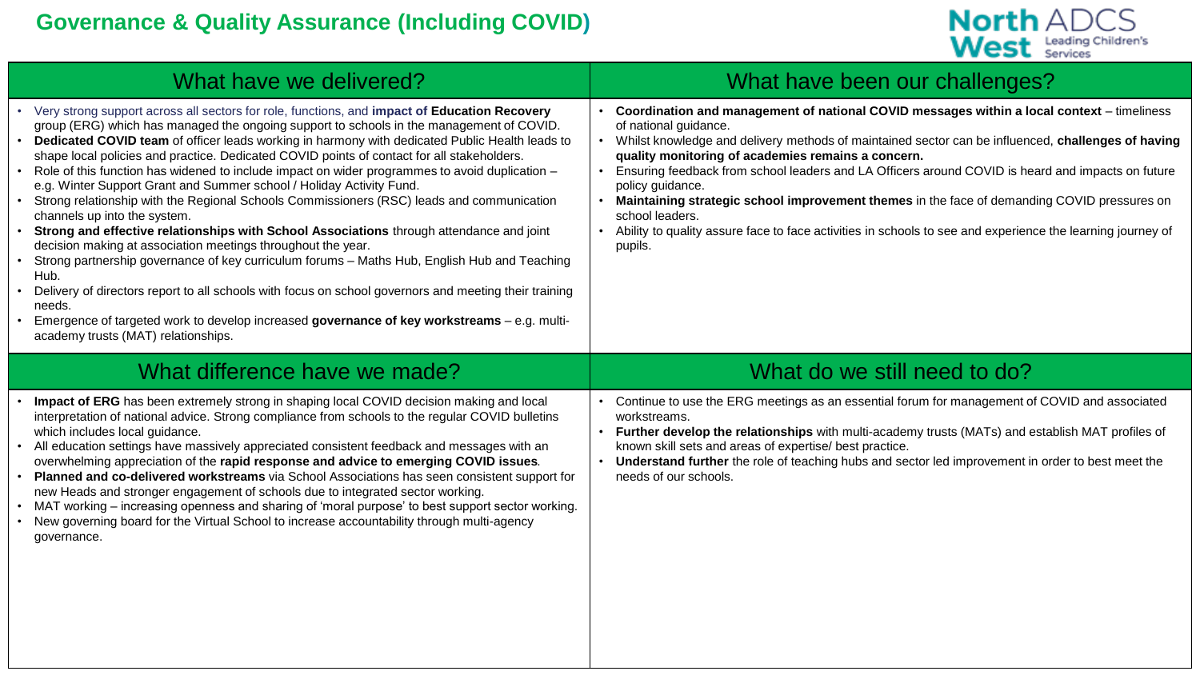# Governance & Quality Assurance (Including COVID)

## What have we delivered?

- Very strong support across all sectors for role, functions, and **impact of Education Recovery** group (ERG) which has managed the ongoing support to schools in the management of COVID.
- **Dedicated COVID team** of officer leads working in harmony with dedicated Public Health leads to shape local policies and practice. Dedicated COVID points of contact for all stakeholders.
- Role of this function has widened to include impact on wider programmes to avoid duplication – e.g. Winter Support Grant and Summer school / Holiday Activity Fund.
- Strong relationship with the Regional Schools Commissioners (RSC) leads and communication channels up into the system.
- **Strong and effective relationships with School Associations** through attendance and joint decision making at association meetings throughout the year.
- Strong partnership governance of key curriculum forums – Maths Hub, English Hub and Teaching Hub.
- Delivery of directors report to all schools with focus on school governors and meeting their training needs.
- Emergence of targeted work to develop increased **governance of key workstreams** – e.g. multi-academy trusts (MAT) relationships.

## What have been our challenges?

- **Coordination and management of national COVID messages within a local context** – timeliness of national guidance.
- Whilst knowledge and delivery methods of maintained sector can be influenced, **challenges of having quality monitoring of academies remains a concern.**
- Ensuring feedback from school leaders and LA Officers around COVID is heard and impacts on future policy guidance.
- **Maintaining strategic school improvement themes** in the face of demanding COVID pressures on school leaders.
- Ability to quality assure face to face activities in schools to see and experience the learning journey of pupils.

## What difference have we made?

- **Impact of ERG** has been extremely strong in shaping local COVID decision making and local interpretation of national advice. Strong compliance from schools to the regular COVID bulletins which includes local guidance.
- All education settings have massively appreciated consistent feedback and messages with an overwhelming appreciation of the **rapid response and advice to emerging COVID issues**.
- **Planned and co-delivered workstreams** via School Associations has seen consistent support for new Heads and stronger engagement of schools due to integrated sector working.
- MAT working – increasing openness and sharing of 'moral purpose' to best support sector working.
- New governing board for the Virtual School to increase accountability through multi-agency governance.

## What do we still need to do?

- Continue to use the ERG meetings as an essential forum for management of COVID and associated workstreams.
- **Further develop the relationships** with multi-academy trusts (MATs) and establish MAT profiles of known skill sets and areas of expertise/ best practice.
- **Understand further** the role of teaching hubs and sector led improvement in order to best meet the needs of our schools.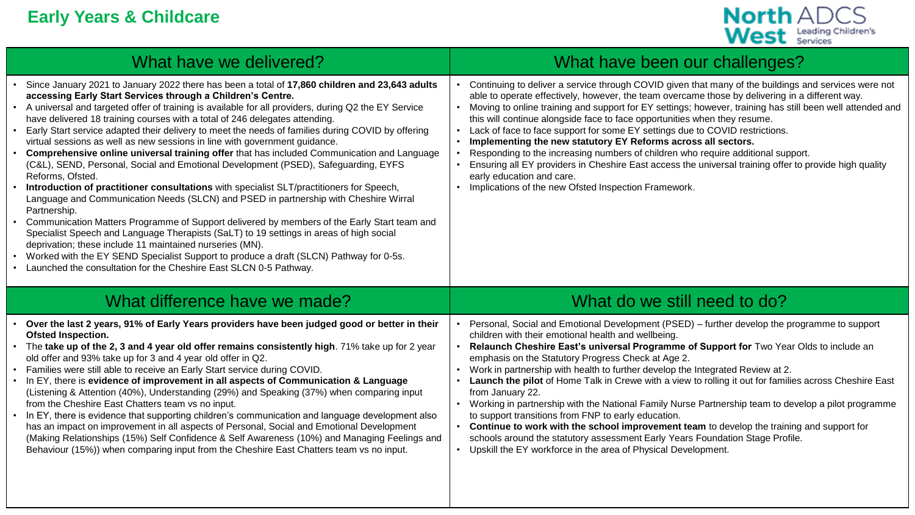# Early Years & Childcare

North ADCS West Leading Children's Services

## What have we delivered?

- Since January 2021 to January 2022 there has been a total of **17,860 children and 23,643 adults accessing Early Start Services through a Children's Centre.**
- A universal and targeted offer of training is available for all providers, during Q2 the EY Service have delivered 18 training courses with a total of 246 delegates attending.
- Early Start service adapted their delivery to meet the needs of families during COVID by offering virtual sessions as well as new sessions in line with government guidance.
- **Comprehensive online universal training offer** that has included Communication and Language (C&L), SEND, Personal, Social and Emotional Development (PSED), Safeguarding, EYFS Reforms, Ofsted.
- **Introduction of practitioner consultations** with specialist SLT/practitioners for Speech, Language and Communication Needs (SLCN) and PSED in partnership with Cheshire Wirral Partnership.
- Communication Matters Programme of Support delivered by members of the Early Start team and Specialist Speech and Language Therapists (SaLT) to 19 settings in areas of high social deprivation; these include 11 maintained nurseries (MN).
- Worked with the EY SEND Specialist Support to produce a draft (SLCN) Pathway for 0-5s.
- Launched the consultation for the Cheshire East SLCN 0-5 Pathway.

## What have been our challenges?

- Continuing to deliver a service through COVID given that many of the buildings and services were not able to operate effectively, however, the team overcame those by delivering in a different way.
- Moving to online training and support for EY settings; however, training has still been well attended and this will continue alongside face to face opportunities when they resume.
- Lack of face to face support for some EY settings due to COVID restrictions.
- **Implementing the new statutory EY Reforms across all sectors.**
- Responding to the increasing numbers of children who require additional support.
- Ensuring all EY providers in Cheshire East access the universal training offer to provide high quality early education and care.
- Implications of the new Ofsted Inspection Framework.

## What difference have we made?

- **Over the last 2 years, 91% of Early Years providers have been judged good or better in their Ofsted Inspection.**
- The **take up of the 2, 3 and 4 year old offer remains consistently high**. 71% take up for 2 year old offer and 93% take up for 3 and 4 year old offer in Q2.
- Families were still able to receive an Early Start service during COVID.
- In EY, there is **evidence of improvement in all aspects of Communication & Language** (Listening & Attention (40%), Understanding (29%) and Speaking (37%) when comparing input from the Cheshire East Chatters team vs no input.
- In EY, there is evidence that supporting children's communication and language development also has an impact on improvement in all aspects of Personal, Social and Emotional Development (Making Relationships (15%) Self Confidence & Self Awareness (10%) and Managing Feelings and Behaviour (15%)) when comparing input from the Cheshire East Chatters team vs no input.

## What do we still need to do?

- Personal, Social and Emotional Development (PSED) – further develop the programme to support children with their emotional health and wellbeing.
- **Relaunch Cheshire East's universal Programme of Support for** Two Year Olds to include an emphasis on the Statutory Progress Check at Age 2.
- Work in partnership with health to further develop the Integrated Review at 2.
- **Launch the pilot** of Home Talk in Crewe with a view to rolling it out for families across Cheshire East from January 22.
- Working in partnership with the National Family Nurse Partnership team to develop a pilot programme to support transitions from FNP to early education.
- **Continue to work with the school improvement team** to develop the training and support for schools around the statutory assessment Early Years Foundation Stage Profile.
- Upskill the EY workforce in the area of Physical Development.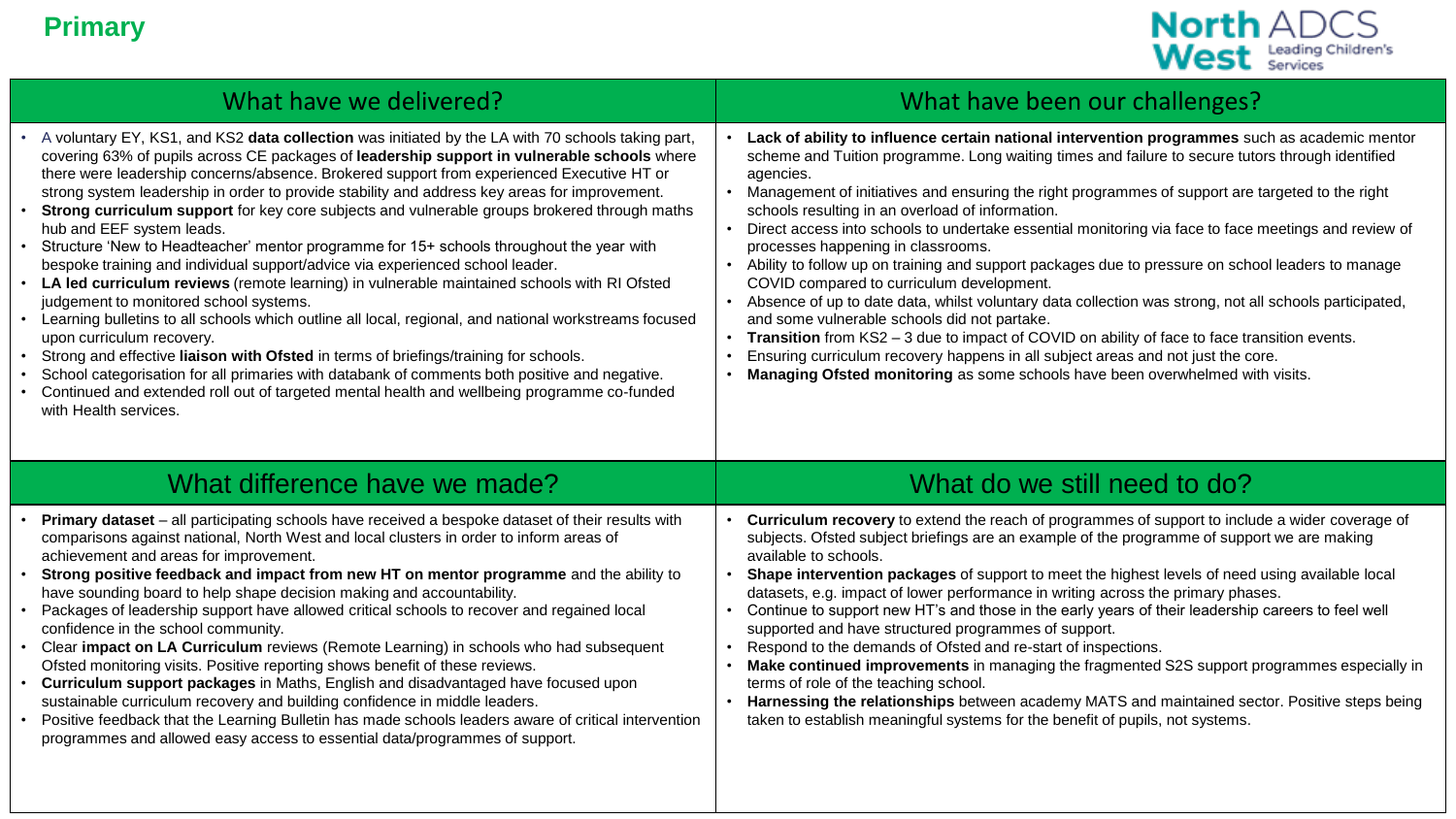# Primary

## What have we delivered?

- A voluntary EY, KS1, and KS2 **data collection** was initiated by the LA with 70 schools taking part, covering 63% of pupils across CE packages of **leadership support in vulnerable schools** where there were leadership concerns/absence. Brokered support from experienced Executive HT or strong system leadership in order to provide stability and address key areas for improvement.
- **Strong curriculum support** for key core subjects and vulnerable groups brokered through maths hub and EEF system leads.
- Structure 'New to Headteacher' mentor programme for 15+ schools throughout the year with bespoke training and individual support/advice via experienced school leader.
- **LA led curriculum reviews** (remote learning) in vulnerable maintained schools with RI Ofsted judgement to monitored school systems.
- Learning bulletins to all schools which outline all local, regional, and national workstreams focused upon curriculum recovery.
- Strong and effective **liaison with Ofsted** in terms of briefings/training for schools.
- School categorisation for all primaries with databank of comments both positive and negative.
- Continued and extended roll out of targeted mental health and wellbeing programme co-funded with Health services.

## What have been our challenges?

- **Lack of ability to influence certain national intervention programmes** such as academic mentor scheme and Tuition programme. Long waiting times and failure to secure tutors through identified agencies.
- Management of initiatives and ensuring the right programmes of support are targeted to the right schools resulting in an overload of information.
- Direct access into schools to undertake essential monitoring via face to face meetings and review of processes happening in classrooms.
- Ability to follow up on training and support packages due to pressure on school leaders to manage COVID compared to curriculum development.
- Absence of up to date data, whilst voluntary data collection was strong, not all schools participated, and some vulnerable schools did not partake.
- **Transition** from KS2 – 3 due to impact of COVID on ability of face to face transition events.
- Ensuring curriculum recovery happens in all subject areas and not just the core.
- **Managing Ofsted monitoring** as some schools have been overwhelmed with visits.

## What difference have we made?

- **Primary dataset** – all participating schools have received a bespoke dataset of their results with comparisons against national, North West and local clusters in order to inform areas of achievement and areas for improvement.
- **Strong positive feedback and impact from new HT on mentor programme** and the ability to have sounding board to help shape decision making and accountability.
- Packages of leadership support have allowed critical schools to recover and regained local confidence in the school community.
- Clear **impact on LA Curriculum** reviews (Remote Learning) in schools who had subsequent Ofsted monitoring visits. Positive reporting shows benefit of these reviews.
- **Curriculum support packages** in Maths, English and disadvantaged have focused upon sustainable curriculum recovery and building confidence in middle leaders.
- Positive feedback that the Learning Bulletin has made schools leaders aware of critical intervention programmes and allowed easy access to essential data/programmes of support.

## What do we still need to do?

- **Curriculum recovery** to extend the reach of programmes of support to include a wider coverage of subjects. Ofsted subject briefings are an example of the programme of support we are making available to schools.
- **Shape intervention packages** of support to meet the highest levels of need using available local datasets, e.g. impact of lower performance in writing across the primary phases.
- Continue to support new HT's and those in the early years of their leadership careers to feel well supported and have structured programmes of support.
- Respond to the demands of Ofsted and re-start of inspections.
- **Make continued improvements** in managing the fragmented S2S support programmes especially in terms of role of the teaching school.
- **Harnessing the relationships** between academy MATS and maintained sector. Positive steps being taken to establish meaningful systems for the benefit of pupils, not systems.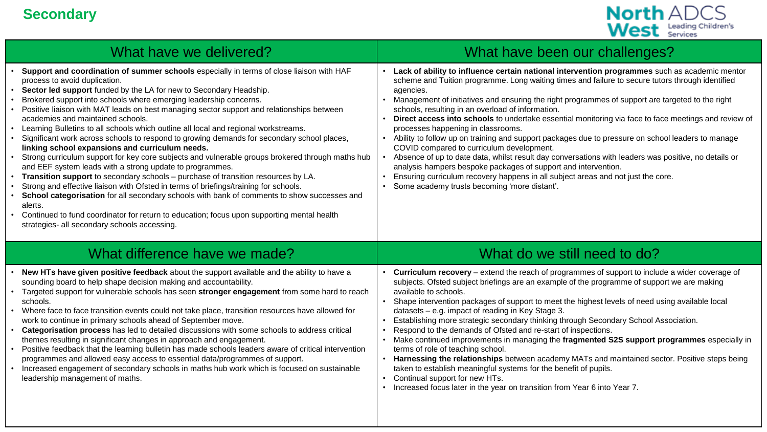# Secondary

North ADCS West Leading Children's Services

## What have we delivered?

- **Support and coordination of summer schools** especially in terms of close liaison with HAF process to avoid duplication.
- **Sector led support** funded by the LA for new to Secondary Headship.
- Brokered support into schools where emerging leadership concerns.
- Positive liaison with MAT leads on best managing sector support and relationships between academies and maintained schools.
- Learning Bulletins to all schools which outline all local and regional workstreams.
- Significant work across schools to respond to growing demands for secondary school places, **linking school expansions and curriculum needs.**
- Strong curriculum support for key core subjects and vulnerable groups brokered through maths hub and EEF system leads with a strong update to programmes.
- **Transition support** to secondary schools – purchase of transition resources by LA.
- Strong and effective liaison with Ofsted in terms of briefings/training for schools.
- **School categorisation** for all secondary schools with bank of comments to show successes and alerts.
- Continued to fund coordinator for return to education; focus upon supporting mental health strategies- all secondary schools accessing.

## What have been our challenges?

- **Lack of ability to influence certain national intervention programmes** such as academic mentor scheme and Tuition programme. Long waiting times and failure to secure tutors through identified agencies.
- Management of initiatives and ensuring the right programmes of support are targeted to the right schools, resulting in an overload of information.
- **Direct access into schools** to undertake essential monitoring via face to face meetings and review of processes happening in classrooms.
- Ability to follow up on training and support packages due to pressure on school leaders to manage COVID compared to curriculum development.
- Absence of up to date data, whilst result day conversations with leaders was positive, no details or analysis hampers bespoke packages of support and intervention.
- Ensuring curriculum recovery happens in all subject areas and not just the core.
- Some academy trusts becoming 'more distant'.

## What difference have we made?

- **New HTs have given positive feedback** about the support available and the ability to have a sounding board to help shape decision making and accountability.
- Targeted support for vulnerable schools has seen **stronger engagement** from some hard to reach schools.
- Where face to face transition events could not take place, transition resources have allowed for work to continue in primary schools ahead of September move.
- **Categorisation process** has led to detailed discussions with some schools to address critical themes resulting in significant changes in approach and engagement.
- Positive feedback that the learning bulletin has made schools leaders aware of critical intervention programmes and allowed easy access to essential data/programmes of support.
- Increased engagement of secondary schools in maths hub work which is focused on sustainable leadership management of maths.

## What do we still need to do?

- **Curriculum recovery** – extend the reach of programmes of support to include a wider coverage of subjects. Ofsted subject briefings are an example of the programme of support we are making available to schools.
- Shape intervention packages of support to meet the highest levels of need using available local datasets – e.g. impact of reading in Key Stage 3.
- Establishing more strategic secondary thinking through Secondary School Association.
- Respond to the demands of Ofsted and re-start of inspections.
- Make continued improvements in managing the **fragmented S2S support programmes** especially in terms of role of teaching school.
- **Harnessing the relationships** between academy MATs and maintained sector. Positive steps being taken to establish meaningful systems for the benefit of pupils.
- Continual support for new HTs.
- Increased focus later in the year on transition from Year 6 into Year 7.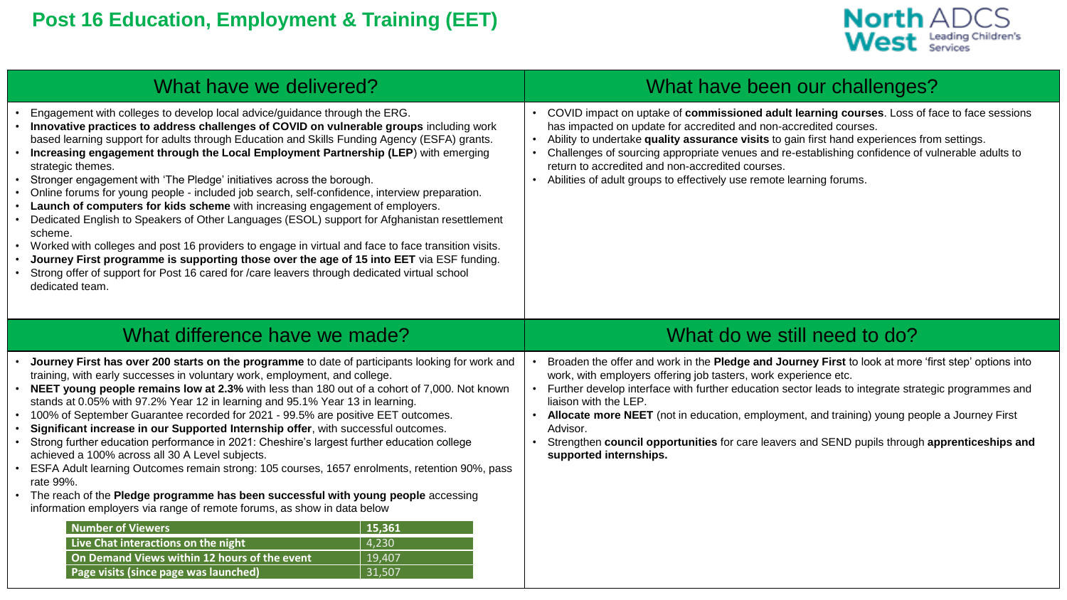# Post 16 Education, Employment & Training (EET)

North ADCS West Leading Children's Services

## What have we delivered?

- Engagement with colleges to develop local advice/guidance through the ERG.
- **Innovative practices to address challenges of COVID on vulnerable groups** including work based learning support for adults through Education and Skills Funding Agency (ESFA) grants.
- **Increasing engagement through the Local Employment Partnership (LEP**) with emerging strategic themes.
- Stronger engagement with 'The Pledge' initiatives across the borough.
- Online forums for young people - included job search, self-confidence, interview preparation.
- **Launch of computers for kids scheme** with increasing engagement of employers.
- Dedicated English to Speakers of Other Languages (ESOL) support for Afghanistan resettlement scheme.
- Worked with colleges and post 16 providers to engage in virtual and face to face transition visits.
- **Journey First programme is supporting those over the age of 15 into EET** via ESF funding.
- Strong offer of support for Post 16 cared for /care leavers through dedicated virtual school dedicated team.

## What have been our challenges?

- COVID impact on uptake of **commissioned adult learning courses**. Loss of face to face sessions has impacted on update for accredited and non-accredited courses.
- Ability to undertake **quality assurance visits** to gain first hand experiences from settings.
- Challenges of sourcing appropriate venues and re-establishing confidence of vulnerable adults to return to accredited and non-accredited courses.
- Abilities of adult groups to effectively use remote learning forums.

## What difference have we made?

- **Journey First has over 200 starts on the programme** to date of participants looking for work and training, with early successes in voluntary work, employment, and college.
- **NEET young people remains low at 2.3%** with less than 180 out of a cohort of 7,000. Not known stands at 0.05% with 97.2% Year 12 in learning and 95.1% Year 13 in learning.
- 100% of September Guarantee recorded for 2021 - 99.5% are positive EET outcomes.
- **Significant increase in our Supported Internship offer**, with successful outcomes.
- Strong further education performance in 2021: Cheshire's largest further education college achieved a 100% across all 30 A Level subjects.
- ESFA Adult learning Outcomes remain strong: 105 courses, 1657 enrolments, retention 90%, pass rate 99%.
- The reach of the **Pledge programme has been successful with young people** accessing information employers via range of remote forums, as show in data below

| | |
|---|---|
| **Number of Viewers** | **15,361** |
| **Live Chat interactions on the night** | 4,230 |
| **On Demand Views within 12 hours of the event** | 19,407 |
| **Page visits (since page was launched)** | 31,507 |

## What do we still need to do?

- Broaden the offer and work in the **Pledge and Journey First** to look at more 'first step' options into work, with employers offering job tasters, work experience etc.
- Further develop interface with further education sector leads to integrate strategic programmes and liaison with the LEP.
- **Allocate more NEET** (not in education, employment, and training) young people a Journey First Advisor.
- Strengthen **council opportunities** for care leavers and SEND pupils through **apprenticeships and supported internships.**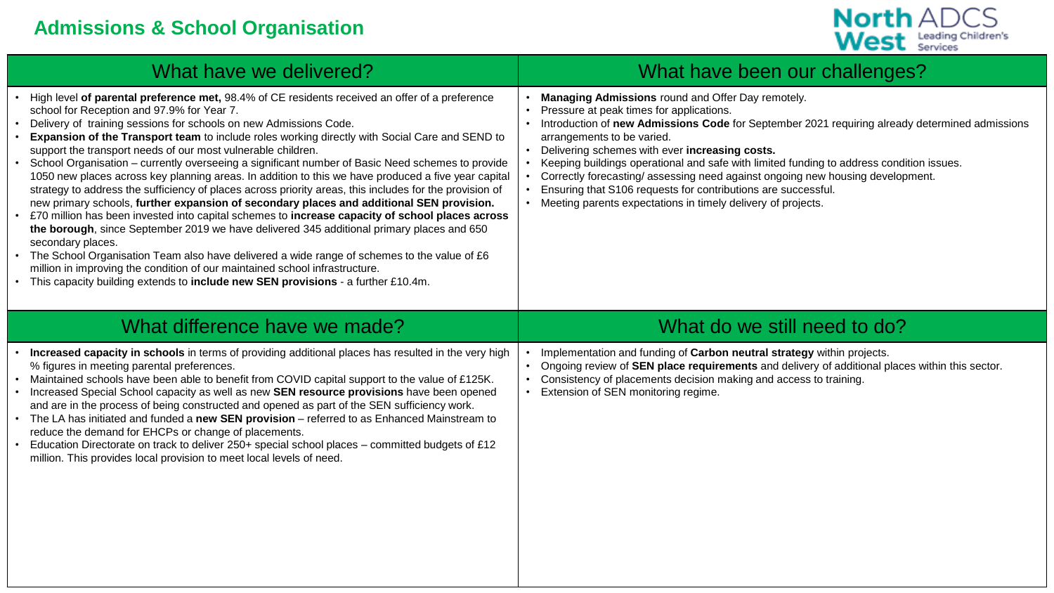# Admissions & School Organisation

North ADCS West Leading Children's Services

## What have we delivered?

- High level **of parental preference met,** 98.4% of CE residents received an offer of a preference school for Reception and 97.9% for Year 7.
- Delivery of training sessions for schools on new Admissions Code.
- **Expansion of the Transport team** to include roles working directly with Social Care and SEND to support the transport needs of our most vulnerable children.
- School Organisation – currently overseeing a significant number of Basic Need schemes to provide 1050 new places across key planning areas. In addition to this we have produced a five year capital strategy to address the sufficiency of places across priority areas, this includes for the provision of new primary schools, **further expansion of secondary places and additional SEN provision.**
- £70 million has been invested into capital schemes to **increase capacity of school places across the borough**, since September 2019 we have delivered 345 additional primary places and 650 secondary places.
- The School Organisation Team also have delivered a wide range of schemes to the value of £6 million in improving the condition of our maintained school infrastructure.
- This capacity building extends to **include new SEN provisions** - a further £10.4m.

## What have been our challenges?

- **Managing Admissions** round and Offer Day remotely.
- Pressure at peak times for applications.
- Introduction of **new Admissions Code** for September 2021 requiring already determined admissions arrangements to be varied.
- Delivering schemes with ever **increasing costs.**
- Keeping buildings operational and safe with limited funding to address condition issues.
- Correctly forecasting/ assessing need against ongoing new housing development.
- Ensuring that S106 requests for contributions are successful.
- Meeting parents expectations in timely delivery of projects.

## What difference have we made?

- **Increased capacity in schools** in terms of providing additional places has resulted in the very high % figures in meeting parental preferences.
- Maintained schools have been able to benefit from COVID capital support to the value of £125K.
- Increased Special School capacity as well as new **SEN resource provisions** have been opened and are in the process of being constructed and opened as part of the SEN sufficiency work.
- The LA has initiated and funded a **new SEN provision** – referred to as Enhanced Mainstream to reduce the demand for EHCPs or change of placements.
- Education Directorate on track to deliver 250+ special school places – committed budgets of £12 million. This provides local provision to meet local levels of need.

## What do we still need to do?

- Implementation and funding of **Carbon neutral strategy** within projects.
- Ongoing review of **SEN place requirements** and delivery of additional places within this sector.
- Consistency of placements decision making and access to training.
- Extension of SEN monitoring regime.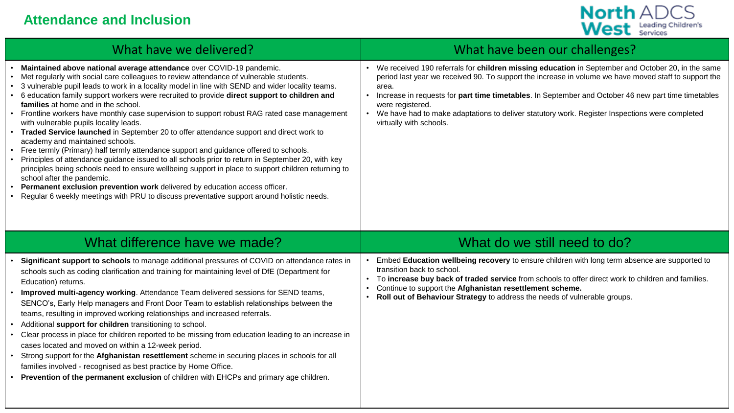# Attendance and Inclusion

North ADCS West Leading Children's Services

## What have we delivered?

- **Maintained above national average attendance** over COVID-19 pandemic.
- Met regularly with social care colleagues to review attendance of vulnerable students.
- 3 vulnerable pupil leads to work in a locality model in line with SEND and wider locality teams.
- 6 education family support workers were recruited to provide **direct support to children and families** at home and in the school.
- Frontline workers have monthly case supervision to support robust RAG rated case management with vulnerable pupils locality leads.
- **Traded Service launched** in September 20 to offer attendance support and direct work to academy and maintained schools.
- Free termly (Primary) half termly attendance support and guidance offered to schools.
- Principles of attendance guidance issued to all schools prior to return in September 20, with key principles being schools need to ensure wellbeing support in place to support children returning to school after the pandemic.
- **Permanent exclusion prevention work** delivered by education access officer.
- Regular 6 weekly meetings with PRU to discuss preventative support around holistic needs.

## What have been our challenges?

- We received 190 referrals for **children missing education** in September and October 20, in the same period last year we received 90. To support the increase in volume we have moved staff to support the area.
- Increase in requests for **part time timetables**. In September and October 46 new part time timetables were registered.
- We have had to make adaptations to deliver statutory work. Register Inspections were completed virtually with schools.

## What difference have we made?

- **Significant support to schools** to manage additional pressures of COVID on attendance rates in schools such as coding clarification and training for maintaining level of DfE (Department for Education) returns.
- **Improved multi-agency working**. Attendance Team delivered sessions for SEND teams, SENCO's, Early Help managers and Front Door Team to establish relationships between the teams, resulting in improved working relationships and increased referrals.
- Additional **support for children** transitioning to school.
- Clear process in place for children reported to be missing from education leading to an increase in cases located and moved on within a 12-week period.
- Strong support for the **Afghanistan resettlement** scheme in securing places in schools for all families involved - recognised as best practice by Home Office.
- **Prevention of the permanent exclusion** of children with EHCPs and primary age children.

## What do we still need to do?

- Embed **Education wellbeing recovery** to ensure children with long term absence are supported to transition back to school.
- To **increase buy back of traded service** from schools to offer direct work to children and families.
- Continue to support the **Afghanistan resettlement scheme.**
- **Roll out of Behaviour Strategy** to address the needs of vulnerable groups.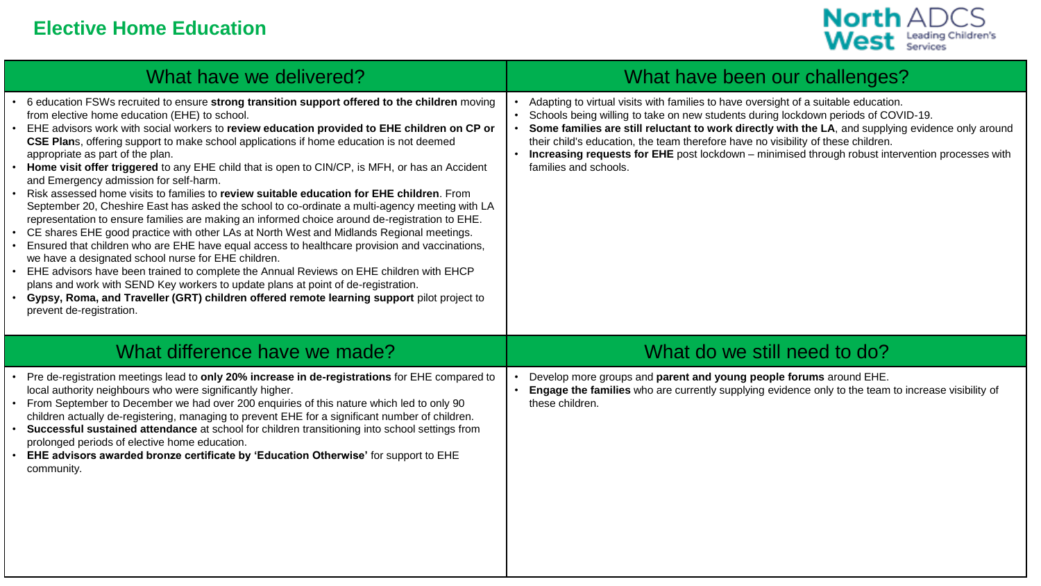# Elective Home Education

North ADCS West Leading Children's Services

## What have we delivered?

- 6 education FSWs recruited to ensure **strong transition support offered to the children** moving from elective home education (EHE) to school.
- EHE advisors work with social workers to **review education provided to EHE children on CP or CSE Plan**s, offering support to make school applications if home education is not deemed appropriate as part of the plan.
- **Home visit offer triggered** to any EHE child that is open to CIN/CP, is MFH, or has an Accident and Emergency admission for self-harm.
- Risk assessed home visits to families to **review suitable education for EHE children**. From September 20, Cheshire East has asked the school to co-ordinate a multi-agency meeting with LA representation to ensure families are making an informed choice around de-registration to EHE.
- CE shares EHE good practice with other LAs at North West and Midlands Regional meetings.
- Ensured that children who are EHE have equal access to healthcare provision and vaccinations, we have a designated school nurse for EHE children.
- EHE advisors have been trained to complete the Annual Reviews on EHE children with EHCP plans and work with SEND Key workers to update plans at point of de-registration.
- **Gypsy, Roma, and Traveller (GRT) children offered remote learning support** pilot project to prevent de-registration.

## What have been our challenges?

- Adapting to virtual visits with families to have oversight of a suitable education.
- Schools being willing to take on new students during lockdown periods of COVID-19.
- **Some families are still reluctant to work directly with the LA**, and supplying evidence only around their child's education, the team therefore have no visibility of these children.
- **Increasing requests for EHE** post lockdown – minimised through robust intervention processes with families and schools.

## What difference have we made?

- Pre de-registration meetings lead to **only 20% increase in de-registrations** for EHE compared to local authority neighbours who were significantly higher.
- From September to December we had over 200 enquiries of this nature which led to only 90 children actually de-registering, managing to prevent EHE for a significant number of children.
- **Successful sustained attendance** at school for children transitioning into school settings from prolonged periods of elective home education.
- **EHE advisors awarded bronze certificate by 'Education Otherwise'** for support to EHE community.

## What do we still need to do?

- Develop more groups and **parent and young people forums** around EHE.
- **Engage the families** who are currently supplying evidence only to the team to increase visibility of these children.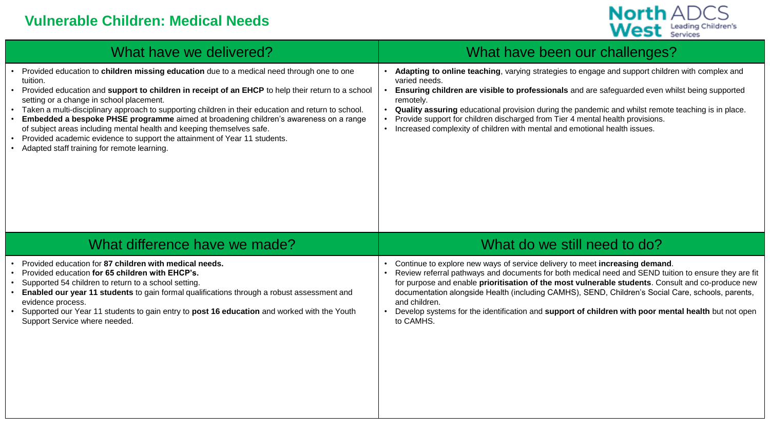# Vulnerable Children: Medical Needs

## What have we delivered?

- Provided education to **children missing education** due to a medical need through one to one tuition.
- Provided education and **support to children in receipt of an EHCP** to help their return to a school setting or a change in school placement.
- Taken a multi-disciplinary approach to supporting children in their education and return to school.
- **Embedded a bespoke PHSE programme** aimed at broadening children's awareness on a range of subject areas including mental health and keeping themselves safe.
- Provided academic evidence to support the attainment of Year 11 students.
- Adapted staff training for remote learning.

## What have been our challenges?

- **Adapting to online teaching**, varying strategies to engage and support children with complex and varied needs.
- **Ensuring children are visible to professionals** and are safeguarded even whilst being supported remotely.
- **Quality assuring** educational provision during the pandemic and whilst remote teaching is in place.
- Provide support for children discharged from Tier 4 mental health provisions.
- Increased complexity of children with mental and emotional health issues.

## What difference have we made?

- Provided education for **87 children with medical needs.**
- Provided education **for 65 children with EHCP's.**
- Supported 54 children to return to a school setting.
- **Enabled our year 11 students** to gain formal qualifications through a robust assessment and evidence process.
- Supported our Year 11 students to gain entry to **post 16 education** and worked with the Youth Support Service where needed.

## What do we still need to do?

- Continue to explore new ways of service delivery to meet **increasing demand**.
- Review referral pathways and documents for both medical need and SEND tuition to ensure they are fit for purpose and enable **prioritisation of the most vulnerable students**. Consult and co-produce new documentation alongside Health (including CAMHS), SEND, Children's Social Care, schools, parents, and children.
- Develop systems for the identification and **support of children with poor mental health** but not open to CAMHS.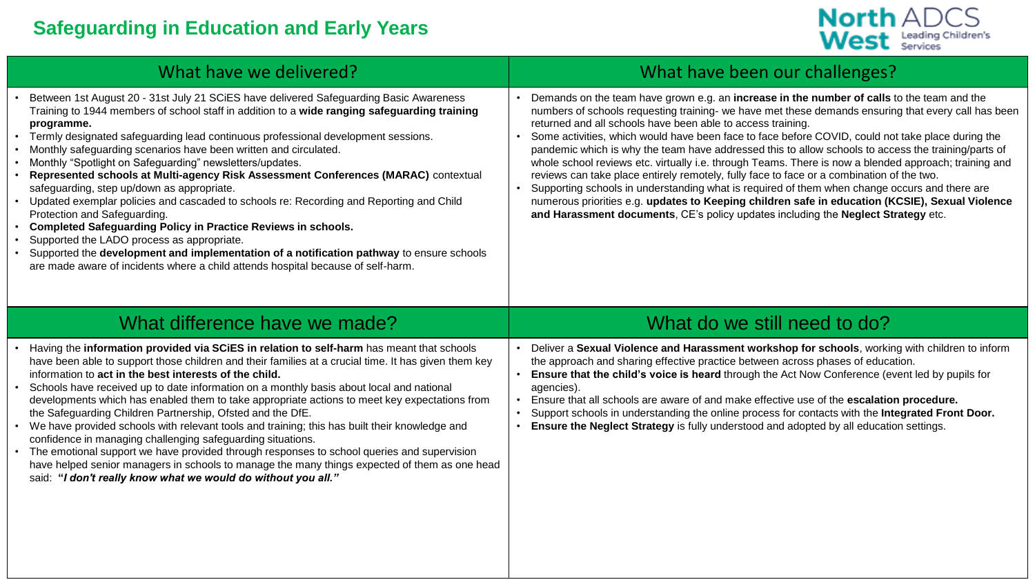# Safeguarding in Education and Early Years

North ADCS West Leading Children's Services

## What have we delivered?

- Between 1st August 20 - 31st July 21 SCiES have delivered Safeguarding Basic Awareness Training to 1944 members of school staff in addition to a **wide ranging safeguarding training programme.**
- Termly designated safeguarding lead continuous professional development sessions.
- Monthly safeguarding scenarios have been written and circulated.
- Monthly "Spotlight on Safeguarding" newsletters/updates.
- **Represented schools at Multi-agency Risk Assessment Conferences (MARAC)** contextual safeguarding, step up/down as appropriate.
- Updated exemplar policies and cascaded to schools re: Recording and Reporting and Child Protection and Safeguarding.
- **Completed Safeguarding Policy in Practice Reviews in schools.**
- Supported the LADO process as appropriate.
- Supported the **development and implementation of a notification pathway** to ensure schools are made aware of incidents where a child attends hospital because of self-harm.

## What have been our challenges?

- Demands on the team have grown e.g. an **increase in the number of calls** to the team and the numbers of schools requesting training- we have met these demands ensuring that every call has been returned and all schools have been able to access training.
- Some activities, which would have been face to face before COVID, could not take place during the pandemic which is why the team have addressed this to allow schools to access the training/parts of whole school reviews etc. virtually i.e. through Teams. There is now a blended approach; training and reviews can take place entirely remotely, fully face to face or a combination of the two.
- Supporting schools in understanding what is required of them when change occurs and there are numerous priorities e.g. **updates to Keeping children safe in education (KCSIE), Sexual Violence and Harassment documents**, CE's policy updates including the **Neglect Strategy** etc.

## What difference have we made?

- Having the **information provided via SCiES in relation to self-harm** has meant that schools have been able to support those children and their families at a crucial time. It has given them key information to **act in the best interests of the child.**
- Schools have received up to date information on a monthly basis about local and national developments which has enabled them to take appropriate actions to meet key expectations from the Safeguarding Children Partnership, Ofsted and the DfE.
- We have provided schools with relevant tools and training; this has built their knowledge and confidence in managing challenging safeguarding situations.
- The emotional support we have provided through responses to school queries and supervision have helped senior managers in schools to manage the many things expected of them as one head said: **"*I don't really know what we would do without you all.*"**

## What do we still need to do?

- Deliver a **Sexual Violence and Harassment workshop for schools**, working with children to inform the approach and sharing effective practice between across phases of education.
- **Ensure that the child's voice is heard** through the Act Now Conference (event led by pupils for agencies).
- Ensure that all schools are aware of and make effective use of the **escalation procedure.**
- Support schools in understanding the online process for contacts with the **Integrated Front Door.**
- **Ensure the Neglect Strategy** is fully understood and adopted by all education settings.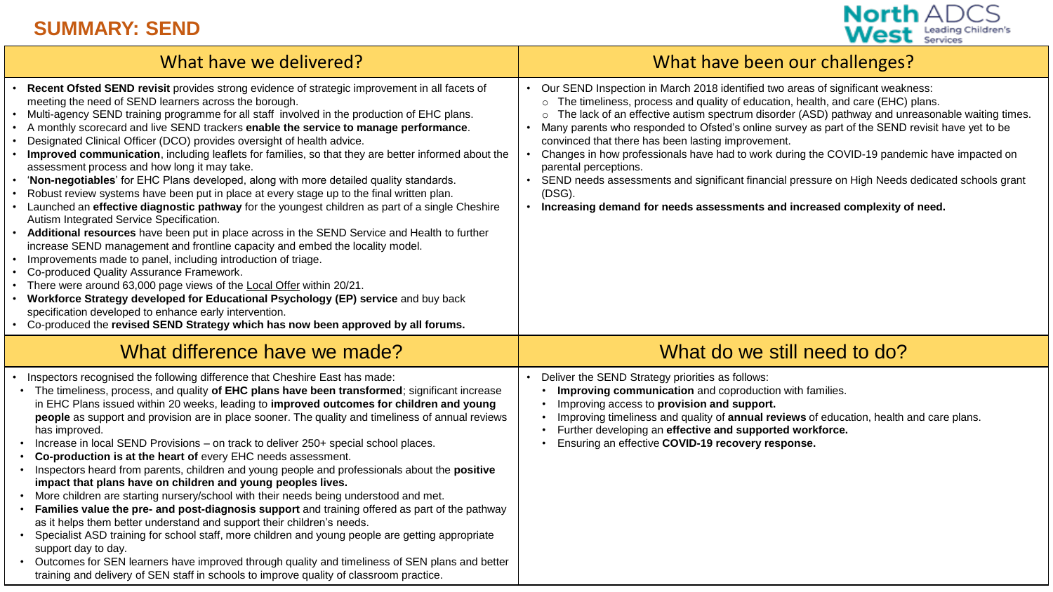# SUMMARY: SEND

## What have we delivered?

- **Recent Ofsted SEND revisit** provides strong evidence of strategic improvement in all facets of meeting the need of SEND learners across the borough.
- Multi-agency SEND training programme for all staff involved in the production of EHC plans.
- A monthly scorecard and live SEND trackers **enable the service to manage performance**.
- Designated Clinical Officer (DCO) provides oversight of health advice.
- **Improved communication**, including leaflets for families, so that they are better informed about the assessment process and how long it may take.
- '**Non-negotiables**' for EHC Plans developed, along with more detailed quality standards.
- Robust review systems have been put in place at every stage up to the final written plan.
- Launched an **effective diagnostic pathway** for the youngest children as part of a single Cheshire Autism Integrated Service Specification.
- **Additional resources** have been put in place across in the SEND Service and Health to further increase SEND management and frontline capacity and embed the locality model.
- Improvements made to panel, including introduction of triage.
- Co-produced Quality Assurance Framework.
- There were around 63,000 page views of the Local Offer within 20/21.
- **Workforce Strategy developed for Educational Psychology (EP) service** and buy back specification developed to enhance early intervention.
- Co-produced the **revised SEND Strategy which has now been approved by all forums.**

## What have been our challenges?

- Our SEND Inspection in March 2018 identified two areas of significant weakness:
  - The timeliness, process and quality of education, health, and care (EHC) plans.
  - The lack of an effective autism spectrum disorder (ASD) pathway and unreasonable waiting times.
- Many parents who responded to Ofsted's online survey as part of the SEND revisit have yet to be convinced that there has been lasting improvement.
- Changes in how professionals have had to work during the COVID-19 pandemic have impacted on parental perceptions.
- SEND needs assessments and significant financial pressure on High Needs dedicated schools grant (DSG).
- **Increasing demand for needs assessments and increased complexity of need.**

## What difference have we made?

- Inspectors recognised the following difference that Cheshire East has made:
  - The timeliness, process, and quality **of EHC plans have been transformed**; significant increase in EHC Plans issued within 20 weeks, leading to **improved outcomes for children and young people** as support and provision are in place sooner. The quality and timeliness of annual reviews has improved.
  - Increase in local SEND Provisions – on track to deliver 250+ special school places.
  - **Co-production is at the heart of** every EHC needs assessment.
  - Inspectors heard from parents, children and young people and professionals about the **positive impact that plans have on children and young peoples lives.**
  - More children are starting nursery/school with their needs being understood and met.
  - **Families value the pre- and post-diagnosis support** and training offered as part of the pathway as it helps them better understand and support their children's needs.
  - Specialist ASD training for school staff, more children and young people are getting appropriate support day to day.
  - Outcomes for SEN learners have improved through quality and timeliness of SEN plans and better training and delivery of SEN staff in schools to improve quality of classroom practice.

## What do we still need to do?

- Deliver the SEND Strategy priorities as follows:
  - **Improving communication** and coproduction with families.
  - Improving access to **provision and support.**
  - Improving timeliness and quality of **annual reviews** of education, health and care plans.
  - Further developing an **effective and supported workforce.**
  - Ensuring an effective **COVID-19 recovery response.**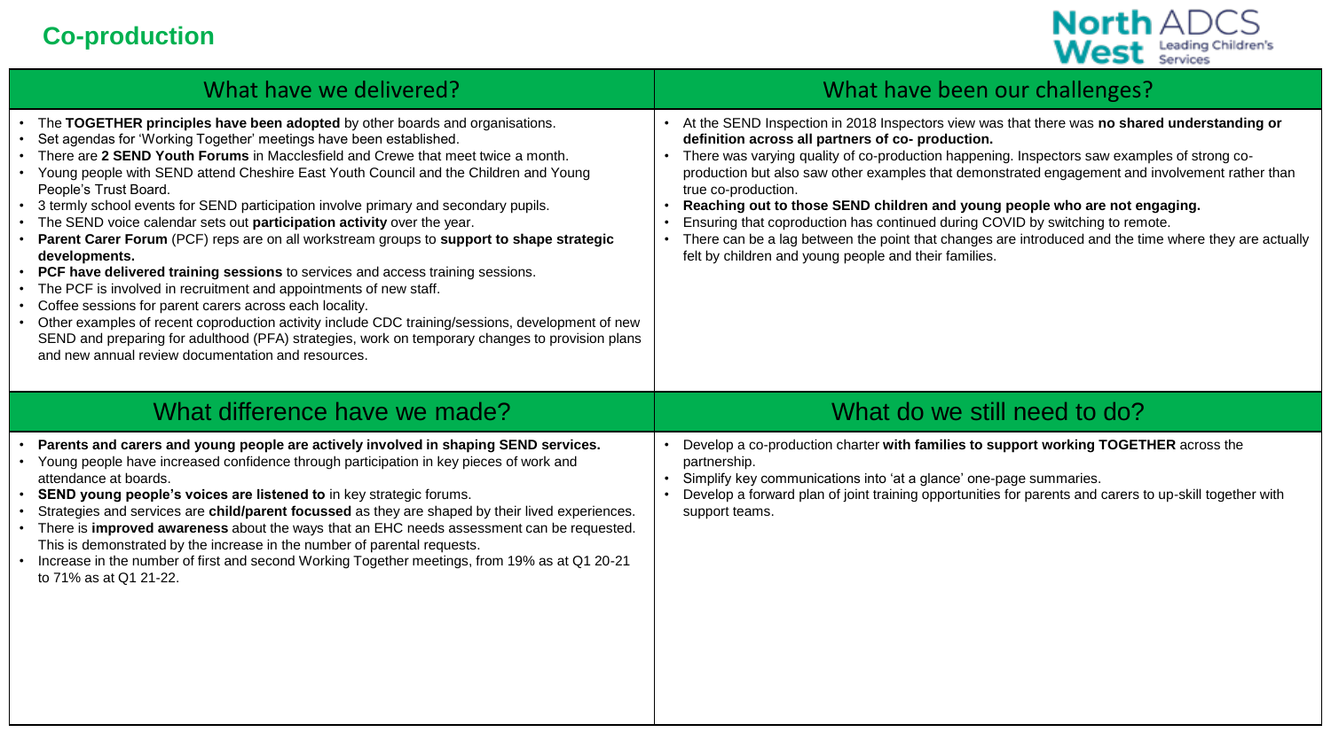# Co-production

North ADCS West Leading Children's Services

## What have we delivered?

- The **TOGETHER principles have been adopted** by other boards and organisations.
- Set agendas for 'Working Together' meetings have been established.
- There are **2 SEND Youth Forums** in Macclesfield and Crewe that meet twice a month.
- Young people with SEND attend Cheshire East Youth Council and the Children and Young People's Trust Board.
- 3 termly school events for SEND participation involve primary and secondary pupils.
- The SEND voice calendar sets out **participation activity** over the year.
- **Parent Carer Forum** (PCF) reps are on all workstream groups to **support to shape strategic developments.**
- **PCF have delivered training sessions** to services and access training sessions.
- The PCF is involved in recruitment and appointments of new staff.
- Coffee sessions for parent carers across each locality.
- Other examples of recent coproduction activity include CDC training/sessions, development of new SEND and preparing for adulthood (PFA) strategies, work on temporary changes to provision plans and new annual review documentation and resources.

## What have been our challenges?

- At the SEND Inspection in 2018 Inspectors view was that there was **no shared understanding or definition across all partners of co- production.**
- There was varying quality of co-production happening. Inspectors saw examples of strong co-production but also saw other examples that demonstrated engagement and involvement rather than true co-production.
- **Reaching out to those SEND children and young people who are not engaging.**
- Ensuring that coproduction has continued during COVID by switching to remote.
- There can be a lag between the point that changes are introduced and the time where they are actually felt by children and young people and their families.

## What difference have we made?

- **Parents and carers and young people are actively involved in shaping SEND services.**
- Young people have increased confidence through participation in key pieces of work and attendance at boards.
- **SEND young people's voices are listened to** in key strategic forums.
- Strategies and services are **child/parent focussed** as they are shaped by their lived experiences.
- There is **improved awareness** about the ways that an EHC needs assessment can be requested. This is demonstrated by the increase in the number of parental requests.
- Increase in the number of first and second Working Together meetings, from 19% as at Q1 20-21 to 71% as at Q1 21-22.

## What do we still need to do?

- Develop a co-production charter **with families to support working TOGETHER** across the partnership.
- Simplify key communications into 'at a glance' one-page summaries.
- Develop a forward plan of joint training opportunities for parents and carers to up-skill together with support teams.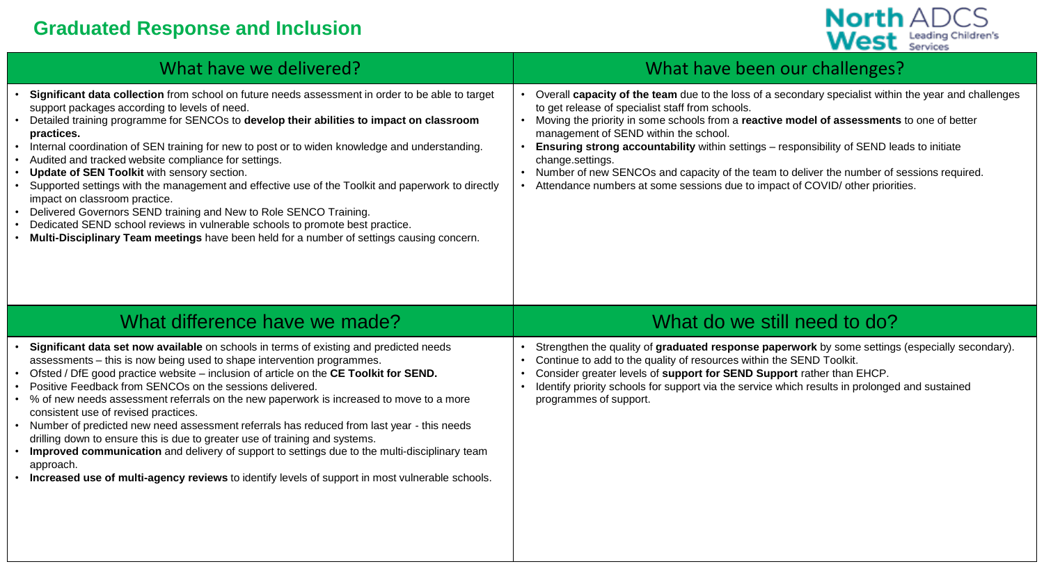# Graduated Response and Inclusion

## What have we delivered?

- **Significant data collection** from school on future needs assessment in order to be able to target support packages according to levels of need.
- Detailed training programme for SENCOs to **develop their abilities to impact on classroom practices.**
- Internal coordination of SEN training for new to post or to widen knowledge and understanding.
- Audited and tracked website compliance for settings.
- **Update of SEN Toolkit** with sensory section.
- Supported settings with the management and effective use of the Toolkit and paperwork to directly impact on classroom practice.
- Delivered Governors SEND training and New to Role SENCO Training.
- Dedicated SEND school reviews in vulnerable schools to promote best practice.
- **Multi-Disciplinary Team meetings** have been held for a number of settings causing concern.

## What have been our challenges?

- Overall **capacity of the team** due to the loss of a secondary specialist within the year and challenges to get release of specialist staff from schools.
- Moving the priority in some schools from a **reactive model of assessments** to one of better management of SEND within the school.
- **Ensuring strong accountability** within settings – responsibility of SEND leads to initiate change.settings.
- Number of new SENCOs and capacity of the team to deliver the number of sessions required.
- Attendance numbers at some sessions due to impact of COVID/ other priorities.

## What difference have we made?

- **Significant data set now available** on schools in terms of existing and predicted needs assessments – this is now being used to shape intervention programmes.
- Ofsted / DfE good practice website – inclusion of article on the **CE Toolkit for SEND.**
- Positive Feedback from SENCOs on the sessions delivered.
- % of new needs assessment referrals on the new paperwork is increased to move to a more consistent use of revised practices.
- Number of predicted new need assessment referrals has reduced from last year - this needs drilling down to ensure this is due to greater use of training and systems.
- **Improved communication** and delivery of support to settings due to the multi-disciplinary team approach.
- **Increased use of multi-agency reviews** to identify levels of support in most vulnerable schools.

## What do we still need to do?

- Strengthen the quality of **graduated response paperwork** by some settings (especially secondary).
- Continue to add to the quality of resources within the SEND Toolkit.
- Consider greater levels of **support for SEND Support** rather than EHCP.
- Identify priority schools for support via the service which results in prolonged and sustained programmes of support.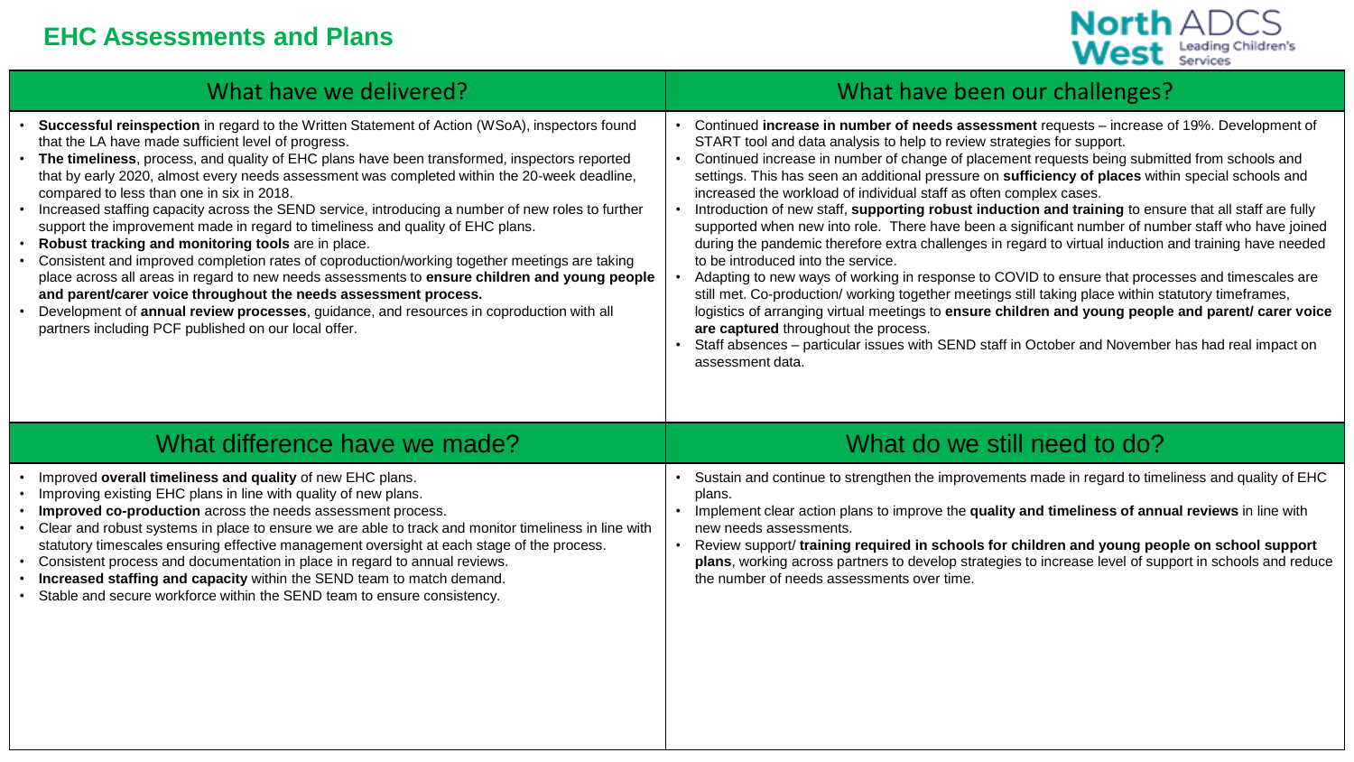# EHC Assessments and Plans

## What have we delivered?

- **Successful reinspection** in regard to the Written Statement of Action (WSoA), inspectors found that the LA have made sufficient level of progress.
- **The timeliness**, process, and quality of EHC plans have been transformed, inspectors reported that by early 2020, almost every needs assessment was completed within the 20-week deadline, compared to less than one in six in 2018.
- Increased staffing capacity across the SEND service, introducing a number of new roles to further support the improvement made in regard to timeliness and quality of EHC plans.
- **Robust tracking and monitoring tools** are in place.
- Consistent and improved completion rates of coproduction/working together meetings are taking place across all areas in regard to new needs assessments to **ensure children and young people and parent/carer voice throughout the needs assessment process.**
- Development of **annual review processes**, guidance, and resources in coproduction with all partners including PCF published on our local offer.

## What have been our challenges?

- Continued **increase in number of needs assessment** requests – increase of 19%. Development of START tool and data analysis to help to review strategies for support.
- Continued increase in number of change of placement requests being submitted from schools and settings. This has seen an additional pressure on **sufficiency of places** within special schools and increased the workload of individual staff as often complex cases.
- Introduction of new staff, **supporting robust induction and training** to ensure that all staff are fully supported when new into role. There have been a significant number of number staff who have joined during the pandemic therefore extra challenges in regard to virtual induction and training have needed to be introduced into the service.
- Adapting to new ways of working in response to COVID to ensure that processes and timescales are still met. Co-production/ working together meetings still taking place within statutory timeframes, logistics of arranging virtual meetings to **ensure children and young people and parent/ carer voice are captured** throughout the process.
- Staff absences – particular issues with SEND staff in October and November has had real impact on assessment data.

## What difference have we made?

- Improved **overall timeliness and quality** of new EHC plans.
- Improving existing EHC plans in line with quality of new plans.
- **Improved co-production** across the needs assessment process.
- Clear and robust systems in place to ensure we are able to track and monitor timeliness in line with statutory timescales ensuring effective management oversight at each stage of the process.
- Consistent process and documentation in place in regard to annual reviews.
- **Increased staffing and capacity** within the SEND team to match demand.
- Stable and secure workforce within the SEND team to ensure consistency.

## What do we still need to do?

- Sustain and continue to strengthen the improvements made in regard to timeliness and quality of EHC plans.
- Implement clear action plans to improve the **quality and timeliness of annual reviews** in line with new needs assessments.
- Review support/ **training required in schools for children and young people on school support plans**, working across partners to develop strategies to increase level of support in schools and reduce the number of needs assessments over time.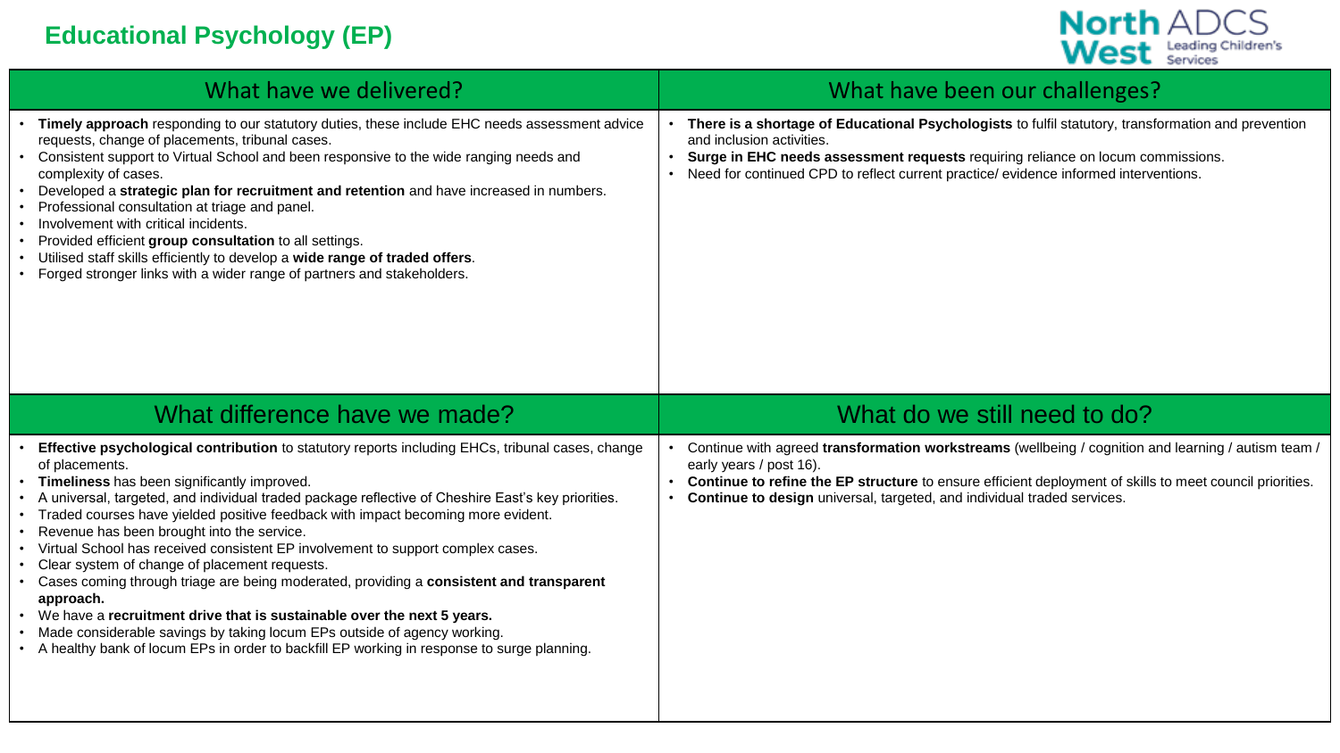# Educational Psychology (EP)

## What have we delivered?

- **Timely approach** responding to our statutory duties, these include EHC needs assessment advice requests, change of placements, tribunal cases.
- Consistent support to Virtual School and been responsive to the wide ranging needs and complexity of cases.
- Developed a **strategic plan for recruitment and retention** and have increased in numbers.
- Professional consultation at triage and panel.
- Involvement with critical incidents.
- Provided efficient **group consultation** to all settings.
- Utilised staff skills efficiently to develop a **wide range of traded offers**.
- Forged stronger links with a wider range of partners and stakeholders.

## What have been our challenges?

- **There is a shortage of Educational Psychologists** to fulfil statutory, transformation and prevention and inclusion activities.
- **Surge in EHC needs assessment requests** requiring reliance on locum commissions.
- Need for continued CPD to reflect current practice/ evidence informed interventions.

## What difference have we made?

- **Effective psychological contribution** to statutory reports including EHCs, tribunal cases, change of placements.
- **Timeliness** has been significantly improved.
- A universal, targeted, and individual traded package reflective of Cheshire East's key priorities.
- Traded courses have yielded positive feedback with impact becoming more evident.
- Revenue has been brought into the service.
- Virtual School has received consistent EP involvement to support complex cases.
- Clear system of change of placement requests.
- Cases coming through triage are being moderated, providing a **consistent and transparent approach.**
- We have a **recruitment drive that is sustainable over the next 5 years.**
- Made considerable savings by taking locum EPs outside of agency working.
- A healthy bank of locum EPs in order to backfill EP working in response to surge planning.

## What do we still need to do?

- Continue with agreed **transformation workstreams** (wellbeing / cognition and learning / autism team / early years / post 16).
- **Continue to refine the EP structure** to ensure efficient deployment of skills to meet council priorities.
- **Continue to design** universal, targeted, and individual traded services.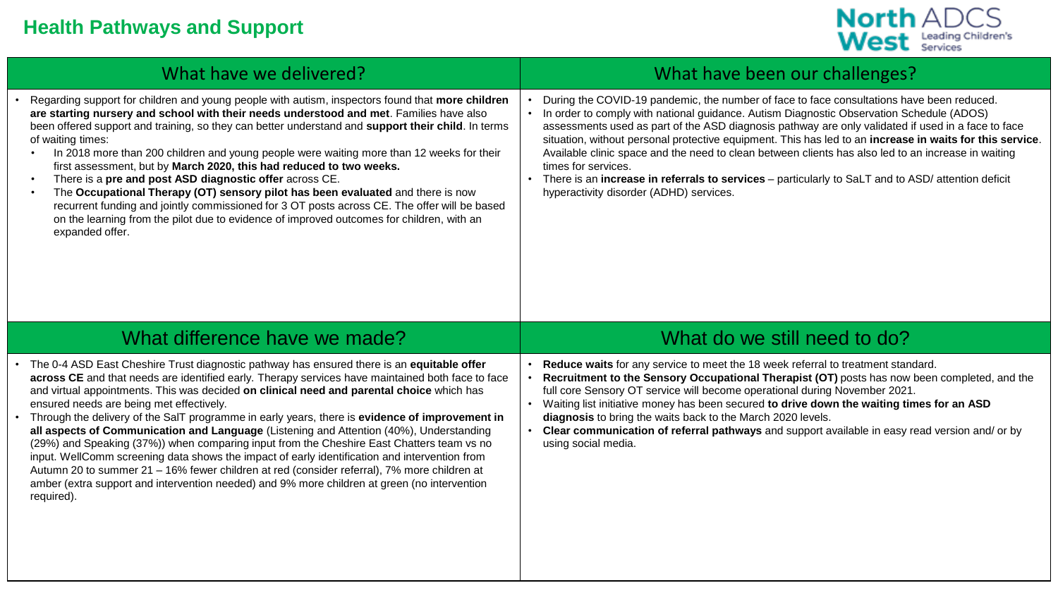# Health Pathways and Support

North ADCS West Leading Children's Services

## What have we delivered?

- Regarding support for children and young people with autism, inspectors found that **more children are starting nursery and school with their needs understood and met**. Families have also been offered support and training, so they can better understand and **support their child**. In terms of waiting times:
  - In 2018 more than 200 children and young people were waiting more than 12 weeks for their first assessment, but by **March 2020, this had reduced to two weeks.**
  - There is a **pre and post ASD diagnostic offer** across CE.
  - The **Occupational Therapy (OT) sensory pilot has been evaluated** and there is now recurrent funding and jointly commissioned for 3 OT posts across CE. The offer will be based on the learning from the pilot due to evidence of improved outcomes for children, with an expanded offer.

## What have been our challenges?

- During the COVID-19 pandemic, the number of face to face consultations have been reduced.
- In order to comply with national guidance. Autism Diagnostic Observation Schedule (ADOS) assessments used as part of the ASD diagnosis pathway are only validated if used in a face to face situation, without personal protective equipment. This has led to an **increase in waits for this service**. Available clinic space and the need to clean between clients has also led to an increase in waiting times for services.
- There is an **increase in referrals to services** – particularly to SaLT and to ASD/ attention deficit hyperactivity disorder (ADHD) services.

## What difference have we made?

- The 0-4 ASD East Cheshire Trust diagnostic pathway has ensured there is an **equitable offer across CE** and that needs are identified early. Therapy services have maintained both face to face and virtual appointments. This was decided **on clinical need and parental choice** which has ensured needs are being met effectively.
- Through the delivery of the SalT programme in early years, there is **evidence of improvement in all aspects of Communication and Language** (Listening and Attention (40%), Understanding (29%) and Speaking (37%)) when comparing input from the Cheshire East Chatters team vs no input. WellComm screening data shows the impact of early identification and intervention from Autumn 20 to summer 21 – 16% fewer children at red (consider referral), 7% more children at amber (extra support and intervention needed) and 9% more children at green (no intervention required).

## What do we still need to do?

- **Reduce waits** for any service to meet the 18 week referral to treatment standard.
- **Recruitment to the Sensory Occupational Therapist (OT)** posts has now been completed, and the full core Sensory OT service will become operational during November 2021.
- Waiting list initiative money has been secured **to drive down the waiting times for an ASD diagnosis** to bring the waits back to the March 2020 levels.
- **Clear communication of referral pathways** and support available in easy read version and/ or by using social media.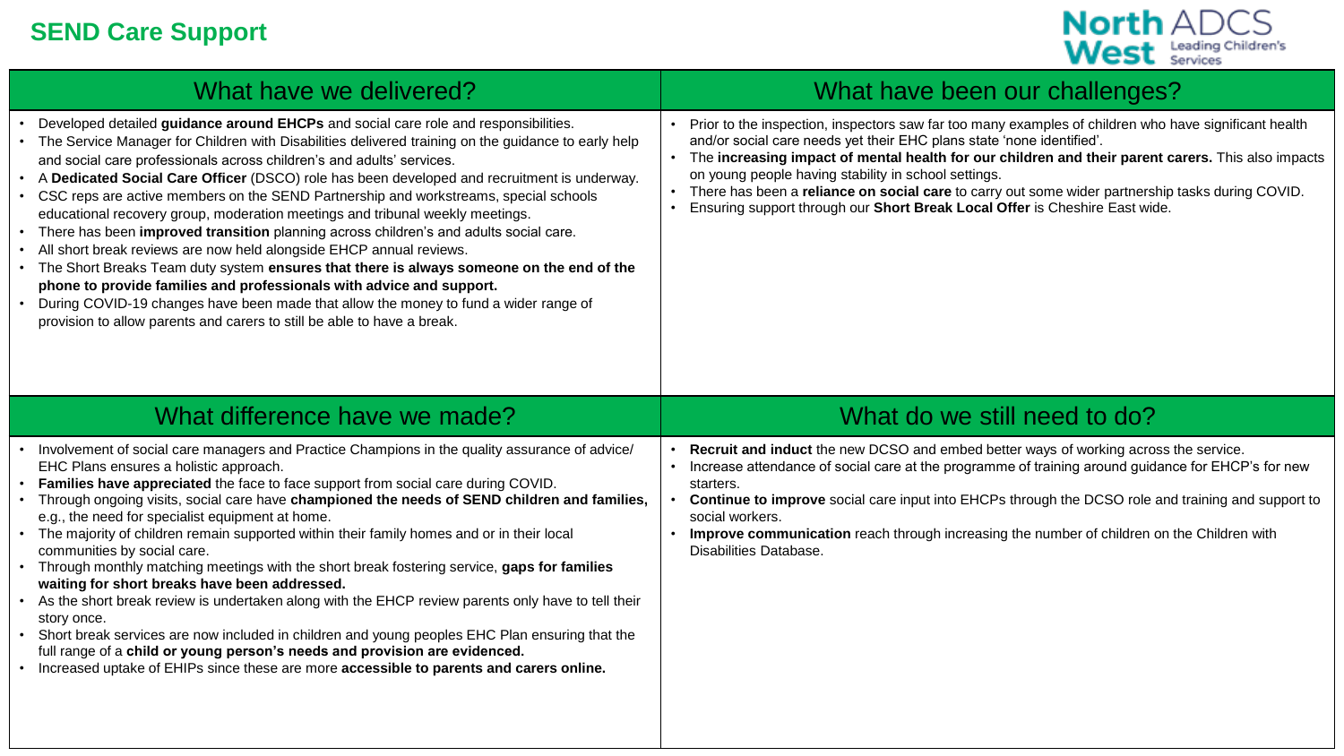# SEND Care Support

## What have we delivered?

- Developed detailed **guidance around EHCPs** and social care role and responsibilities.
- The Service Manager for Children with Disabilities delivered training on the guidance to early help and social care professionals across children's and adults' services.
- A **Dedicated Social Care Officer** (DSCO) role has been developed and recruitment is underway.
- CSC reps are active members on the SEND Partnership and workstreams, special schools educational recovery group, moderation meetings and tribunal weekly meetings.
- There has been **improved transition** planning across children's and adults social care.
- All short break reviews are now held alongside EHCP annual reviews.
- The Short Breaks Team duty system **ensures that there is always someone on the end of the phone to provide families and professionals with advice and support.**
- During COVID-19 changes have been made that allow the money to fund a wider range of provision to allow parents and carers to still be able to have a break.

## What have been our challenges?

- Prior to the inspection, inspectors saw far too many examples of children who have significant health and/or social care needs yet their EHC plans state 'none identified'.
- The **increasing impact of mental health for our children and their parent carers.** This also impacts on young people having stability in school settings.
- There has been a **reliance on social care** to carry out some wider partnership tasks during COVID.
- Ensuring support through our **Short Break Local Offer** is Cheshire East wide.

## What difference have we made?

- Involvement of social care managers and Practice Champions in the quality assurance of advice/ EHC Plans ensures a holistic approach.
- **Families have appreciated** the face to face support from social care during COVID.
- Through ongoing visits, social care have **championed the needs of SEND children and families,** e.g., the need for specialist equipment at home.
- The majority of children remain supported within their family homes and or in their local communities by social care.
- Through monthly matching meetings with the short break fostering service, **gaps for families waiting for short breaks have been addressed.**
- As the short break review is undertaken along with the EHCP review parents only have to tell their story once.
- Short break services are now included in children and young peoples EHC Plan ensuring that the full range of a **child or young person's needs and provision are evidenced.**
- Increased uptake of EHIPs since these are more **accessible to parents and carers online.**

## What do we still need to do?

- **Recruit and induct** the new DCSO and embed better ways of working across the service.
- Increase attendance of social care at the programme of training around guidance for EHCP's for new starters.
- **Continue to improve** social care input into EHCPs through the DCSO role and training and support to social workers.
- **Improve communication** reach through increasing the number of children on the Children with Disabilities Database.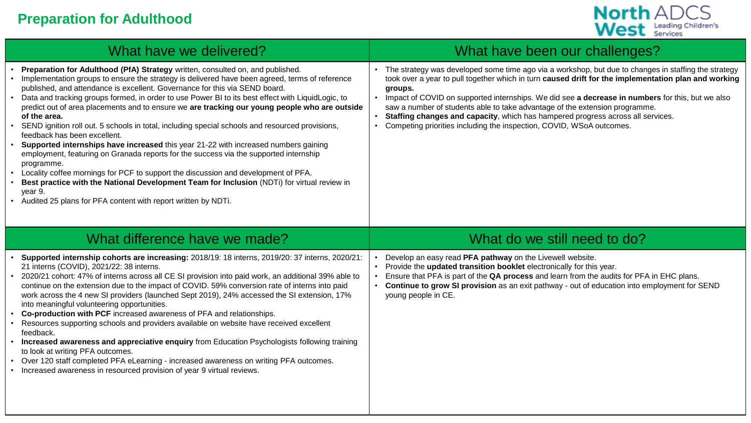# Preparation for Adulthood

North ADCS West Leading Children's Services

## What have we delivered?

- **Preparation for Adulthood (PfA) Strategy** written, consulted on, and published.
- Implementation groups to ensure the strategy is delivered have been agreed, terms of reference published, and attendance is excellent. Governance for this via SEND board.
- Data and tracking groups formed, in order to use Power BI to its best effect with LiquidLogic, to predict out of area placements and to ensure we **are tracking our young people who are outside of the area.**
- SEND ignition roll out. 5 schools in total, including special schools and resourced provisions, feedback has been excellent.
- **Supported internships have increased** this year 21-22 with increased numbers gaining employment, featuring on Granada reports for the success via the supported internship programme.
- Locality coffee mornings for PCF to support the discussion and development of PFA.
- **Best practice with the National Development Team for Inclusion** (NDTi) for virtual review in year 9.
- Audited 25 plans for PFA content with report written by NDTi.

## What have been our challenges?

- The strategy was developed some time ago via a workshop, but due to changes in staffing the strategy took over a year to pull together which in turn **caused drift for the implementation plan and working groups.**
- Impact of COVID on supported internships. We did see **a decrease in numbers** for this, but we also saw a number of students able to take advantage of the extension programme.
- **Staffing changes and capacity**, which has hampered progress across all services.
- Competing priorities including the inspection, COVID, WSoA outcomes.

## What difference have we made?

- **Supported internship cohorts are increasing:** 2018/19: 18 interns, 2019/20: 37 interns, 2020/21: 21 interns (COVID), 2021/22: 38 interns.
- 2020/21 cohort: 47% of interns across all CE SI provision into paid work, an additional 39% able to continue on the extension due to the impact of COVID. 59% conversion rate of interns into paid work across the 4 new SI providers (launched Sept 2019), 24% accessed the SI extension, 17% into meaningful volunteering opportunities.
- **Co-production with PCF** increased awareness of PFA and relationships.
- Resources supporting schools and providers available on website have received excellent feedback.
- **Increased awareness and appreciative enquiry** from Education Psychologists following training to look at writing PFA outcomes.
- Over 120 staff completed PFA eLearning - increased awareness on writing PFA outcomes.
- Increased awareness in resourced provision of year 9 virtual reviews.

## What do we still need to do?

- Develop an easy read **PFA pathway** on the Livewell website.
- Provide the **updated transition booklet** electronically for this year.
- Ensure that PFA is part of the **QA process** and learn from the audits for PFA in EHC plans.
- **Continue to grow SI provision** as an exit pathway - out of education into employment for SEND young people in CE.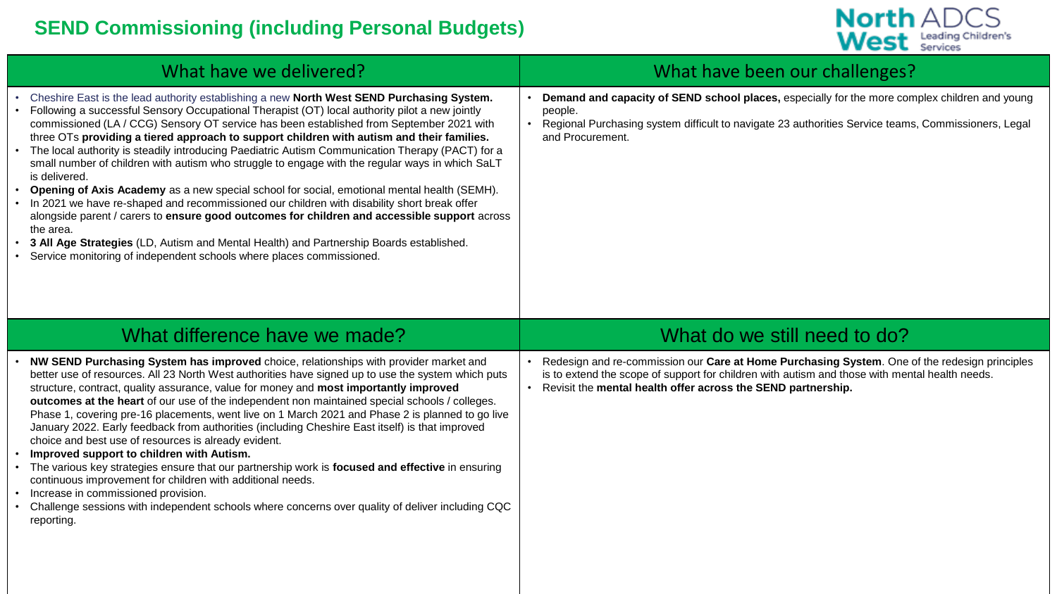# SEND Commissioning (including Personal Budgets)

North ADCS West Leading Children's Services

## What have we delivered?

- Cheshire East is the lead authority establishing a new **North West SEND Purchasing System.**
- Following a successful Sensory Occupational Therapist (OT) local authority pilot a new jointly commissioned (LA / CCG) Sensory OT service has been established from September 2021 with three OTs **providing a tiered approach to support children with autism and their families.**
- The local authority is steadily introducing Paediatric Autism Communication Therapy (PACT) for a small number of children with autism who struggle to engage with the regular ways in which SaLT is delivered.
- **Opening of Axis Academy** as a new special school for social, emotional mental health (SEMH).
- In 2021 we have re-shaped and recommissioned our children with disability short break offer alongside parent / carers to **ensure good outcomes for children and accessible support** across the area.
- **3 All Age Strategies** (LD, Autism and Mental Health) and Partnership Boards established.
- Service monitoring of independent schools where places commissioned.

## What have been our challenges?

- **Demand and capacity of SEND school places,** especially for the more complex children and young people.
- Regional Purchasing system difficult to navigate 23 authorities Service teams, Commissioners, Legal and Procurement.

## What difference have we made?

- **NW SEND Purchasing System has improved** choice, relationships with provider market and better use of resources. All 23 North West authorities have signed up to use the system which puts structure, contract, quality assurance, value for money and **most importantly improved outcomes at the heart** of our use of the independent non maintained special schools / colleges. Phase 1, covering pre-16 placements, went live on 1 March 2021 and Phase 2 is planned to go live January 2022. Early feedback from authorities (including Cheshire East itself) is that improved choice and best use of resources is already evident.
- **Improved support to children with Autism.**
- The various key strategies ensure that our partnership work is **focused and effective** in ensuring continuous improvement for children with additional needs.
- Increase in commissioned provision.
- Challenge sessions with independent schools where concerns over quality of deliver including CQC reporting.

## What do we still need to do?

- Redesign and re-commission our **Care at Home Purchasing System**. One of the redesign principles is to extend the scope of support for children with autism and those with mental health needs.
- Revisit the **mental health offer across the SEND partnership.**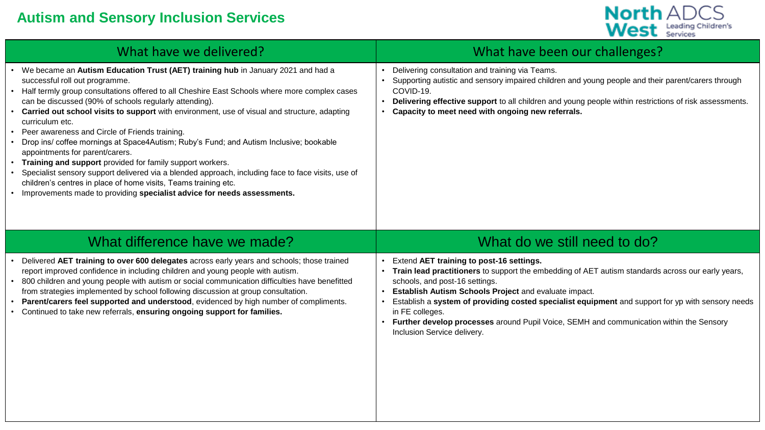# Autism and Sensory Inclusion Services

North ADCS West Leading Children's Services

## What have we delivered?

- We became an **Autism Education Trust (AET) training hub** in January 2021 and had a successful roll out programme.
- Half termly group consultations offered to all Cheshire East Schools where more complex cases can be discussed (90% of schools regularly attending).
- **Carried out school visits to support** with environment, use of visual and structure, adapting curriculum etc.
- Peer awareness and Circle of Friends training.
- Drop ins/ coffee mornings at Space4Autism; Ruby's Fund; and Autism Inclusive; bookable appointments for parent/carers.
- **Training and support** provided for family support workers.
- Specialist sensory support delivered via a blended approach, including face to face visits, use of children's centres in place of home visits, Teams training etc.
- Improvements made to providing **specialist advice for needs assessments.**

## What have been our challenges?

- Delivering consultation and training via Teams.
- Supporting autistic and sensory impaired children and young people and their parent/carers through COVID-19.
- **Delivering effective support** to all children and young people within restrictions of risk assessments.
- **Capacity to meet need with ongoing new referrals.**

## What difference have we made?

- Delivered **AET training to over 600 delegates** across early years and schools; those trained report improved confidence in including children and young people with autism.
- 800 children and young people with autism or social communication difficulties have benefitted from strategies implemented by school following discussion at group consultation.
- **Parent/carers feel supported and understood**, evidenced by high number of compliments.
- Continued to take new referrals, **ensuring ongoing support for families.**

## What do we still need to do?

- Extend **AET training to post-16 settings.**
- **Train lead practitioners** to support the embedding of AET autism standards across our early years, schools, and post-16 settings.
- **Establish Autism Schools Project** and evaluate impact.
- Establish a **system of providing costed specialist equipment** and support for yp with sensory needs in FE colleges.
- **Further develop processes** around Pupil Voice, SEMH and communication within the Sensory Inclusion Service delivery.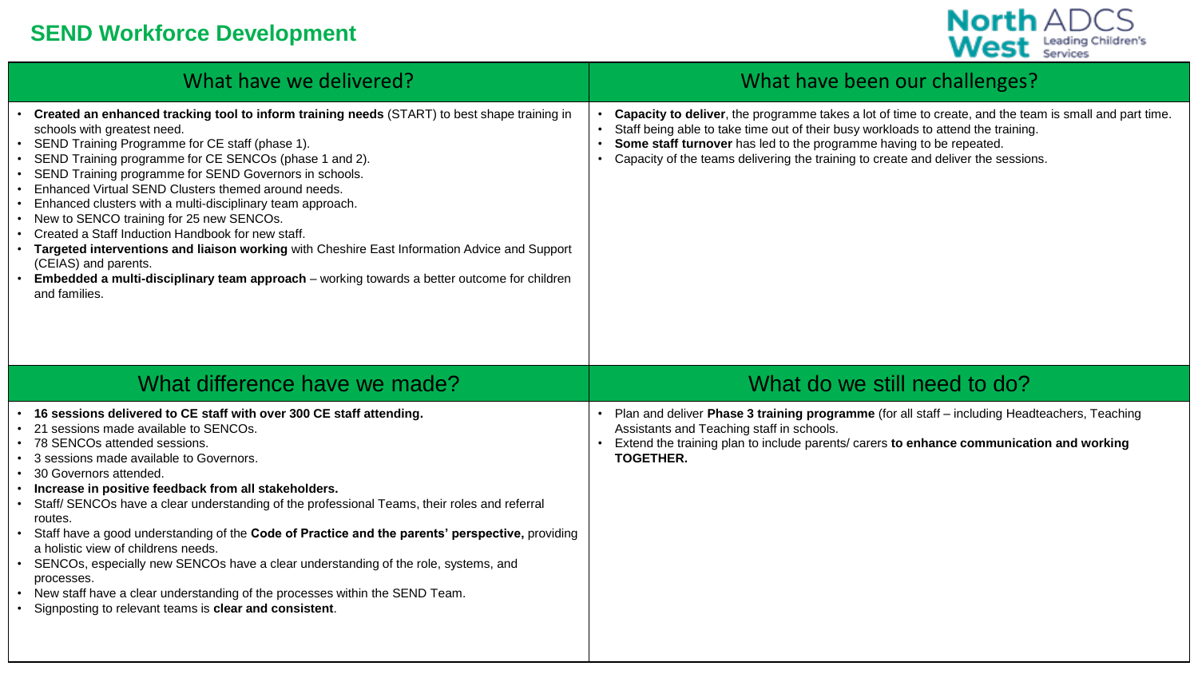# SEND Workforce Development

North ADCS West Leading Children's Services

## What have we delivered?

- **Created an enhanced tracking tool to inform training needs** (START) to best shape training in schools with greatest need.
- SEND Training Programme for CE staff (phase 1).
- SEND Training programme for CE SENCOs (phase 1 and 2).
- SEND Training programme for SEND Governors in schools.
- Enhanced Virtual SEND Clusters themed around needs.
- Enhanced clusters with a multi-disciplinary team approach.
- New to SENCO training for 25 new SENCOs.
- Created a Staff Induction Handbook for new staff.
- **Targeted interventions and liaison working** with Cheshire East Information Advice and Support (CEIAS) and parents.
- **Embedded a multi-disciplinary team approach** – working towards a better outcome for children and families.

## What have been our challenges?

- **Capacity to deliver**, the programme takes a lot of time to create, and the team is small and part time.
- Staff being able to take time out of their busy workloads to attend the training.
- **Some staff turnover** has led to the programme having to be repeated.
- Capacity of the teams delivering the training to create and deliver the sessions.

## What difference have we made?

- **16 sessions delivered to CE staff with over 300 CE staff attending.**
- 21 sessions made available to SENCOs.
- 78 SENCOs attended sessions.
- 3 sessions made available to Governors.
- 30 Governors attended.
- **Increase in positive feedback from all stakeholders.**
- Staff/ SENCOs have a clear understanding of the professional Teams, their roles and referral routes.
- Staff have a good understanding of the **Code of Practice and the parents' perspective,** providing a holistic view of childrens needs.
- SENCOs, especially new SENCOs have a clear understanding of the role, systems, and processes.
- New staff have a clear understanding of the processes within the SEND Team.
- Signposting to relevant teams is **clear and consistent**.

## What do we still need to do?

- Plan and deliver **Phase 3 training programme** (for all staff – including Headteachers, Teaching Assistants and Teaching staff in schools.
- Extend the training plan to include parents/ carers **to enhance communication and working TOGETHER.**